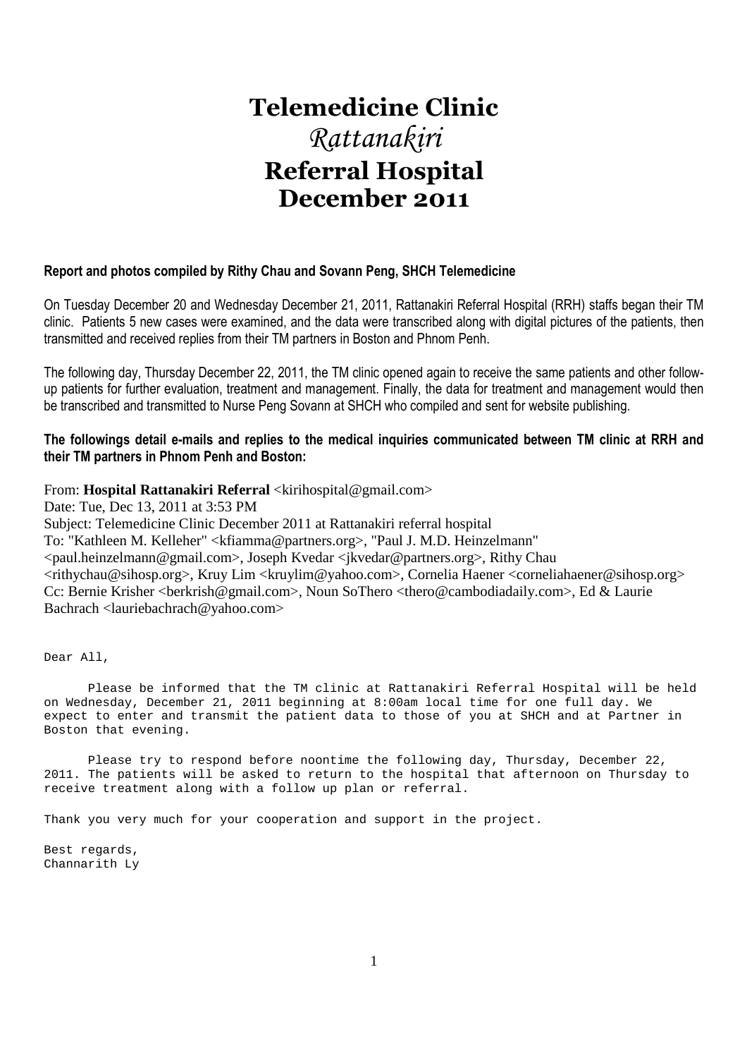# Telemedicine Clinic

## *Rattanakiri*

## Referral Hospital

## December 2011

**Report and photos compiled by Rithy Chau and Sovann Peng, SHCH Telemedicine**

On Tuesday December 20 and Wednesday December 21, 2011, Rattanakiri Referral Hospital (RRH) staffs began their TM clinic. Patients 5 new cases were examined, and the data were transcribed along with digital pictures of the patients, then transmitted and received replies from their TM partners in Boston and Phnom Penh.

The following day, Thursday December 22, 2011, the TM clinic opened again to receive the same patients and other follow-up patients for further evaluation, treatment and management. Finally, the data for treatment and management would then be transcribed and transmitted to Nurse Peng Sovann at SHCH who compiled and sent for website publishing.

**The followings detail e-mails and replies to the medical inquiries communicated between TM clinic at RRH and their TM partners in Phnom Penh and Boston:**

From: **Hospital Rattanakiri Referral** <kirihospital@gmail.com>
Date: Tue, Dec 13, 2011 at 3:53 PM
Subject: Telemedicine Clinic December 2011 at Rattanakiri referral hospital
To: "Kathleen M. Kelleher" <kfiamma@partners.org>, "Paul J. M.D. Heinzelmann" <paul.heinzelmann@gmail.com>, Joseph Kvedar <jkvedar@partners.org>, Rithy Chau <rithychau@sihosp.org>, Kruy Lim <kruylim@yahoo.com>, Cornelia Haener <corneliahaener@sihosp.org>
Cc: Bernie Krisher <berkrish@gmail.com>, Noun SoThero <thero@cambodiadaily.com>, Ed & Laurie Bachrach <lauriebachrach@yahoo.com>

Dear All,

Please be informed that the TM clinic at Rattanakiri Referral Hospital will be held on Wednesday, December 21, 2011 beginning at 8:00am local time for one full day. We expect to enter and transmit the patient data to those of you at SHCH and at Partner in Boston that evening.

Please try to respond before noontime the following day, Thursday, December 22, 2011. The patients will be asked to return to the hospital that afternoon on Thursday to receive treatment along with a follow up plan or referral.

Thank you very much for your cooperation and support in the project.

Best regards,
Channarith Ly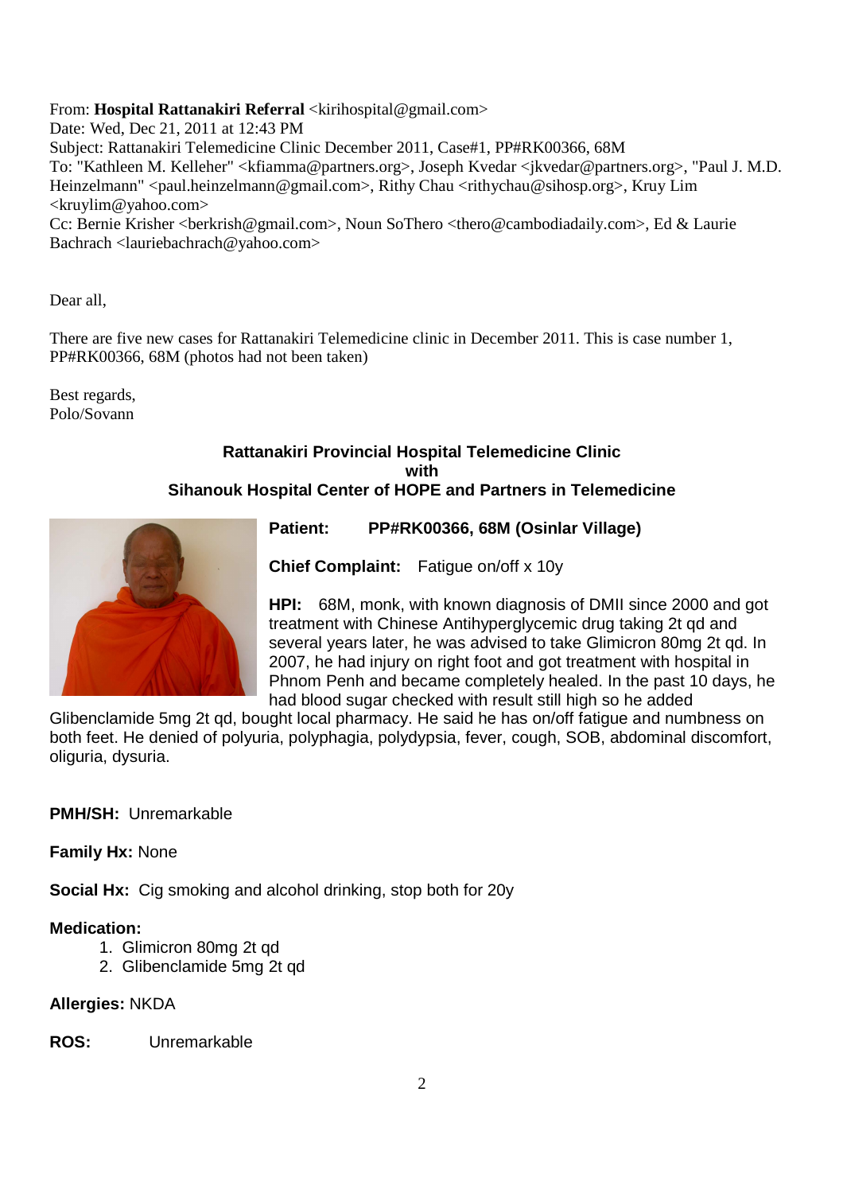From: **Hospital Rattanakiri Referral** <kirihospital@gmail.com>
Date: Wed, Dec 21, 2011 at 12:43 PM
Subject: Rattanakiri Telemedicine Clinic December 2011, Case#1, PP#RK00366, 68M
To: "Kathleen M. Kelleher" <kfiamma@partners.org>, Joseph Kvedar <jkvedar@partners.org>, "Paul J. M.D. Heinzelmann" <paul.heinzelmann@gmail.com>, Rithy Chau <rithychau@sihosp.org>, Kruy Lim <kruylim@yahoo.com>
Cc: Bernie Krisher <berkrish@gmail.com>, Noun SoThero <thero@cambodiadaily.com>, Ed & Laurie Bachrach <lauriebachrach@yahoo.com>

Dear all,

There are five new cases for Rattanakiri Telemedicine clinic in December 2011. This is case number 1, PP#RK00366, 68M (photos had not been taken)

Best regards,
Polo/Sovann

**Rattanakiri Provincial Hospital Telemedicine Clinic**
**with**
**Sihanouk Hospital Center of HOPE and Partners in Telemedicine**

**Patient:** **PP#RK00366, 68M (Osinlar Village)**

**Chief Complaint:** Fatigue on/off x 10y

**HPI:** 68M, monk, with known diagnosis of DMII since 2000 and got treatment with Chinese Antihyperglycemic drug taking 2t qd and several years later, he was advised to take Glimicron 80mg 2t qd. In 2007, he had injury on right foot and got treatment with hospital in Phnom Penh and became completely healed. In the past 10 days, he had blood sugar checked with result still high so he added Glibenclamide 5mg 2t qd, bought local pharmacy. He said he has on/off fatigue and numbness on both feet. He denied of polyuria, polyphagia, polydypsia, fever, cough, SOB, abdominal discomfort, oliguria, dysuria.

**PMH/SH:** Unremarkable

**Family Hx:** None

**Social Hx:** Cig smoking and alcohol drinking, stop both for 20y

**Medication:**

1. Glimicron 80mg 2t qd
2. Glibenclamide 5mg 2t qd

**Allergies:** NKDA

**ROS:** Unremarkable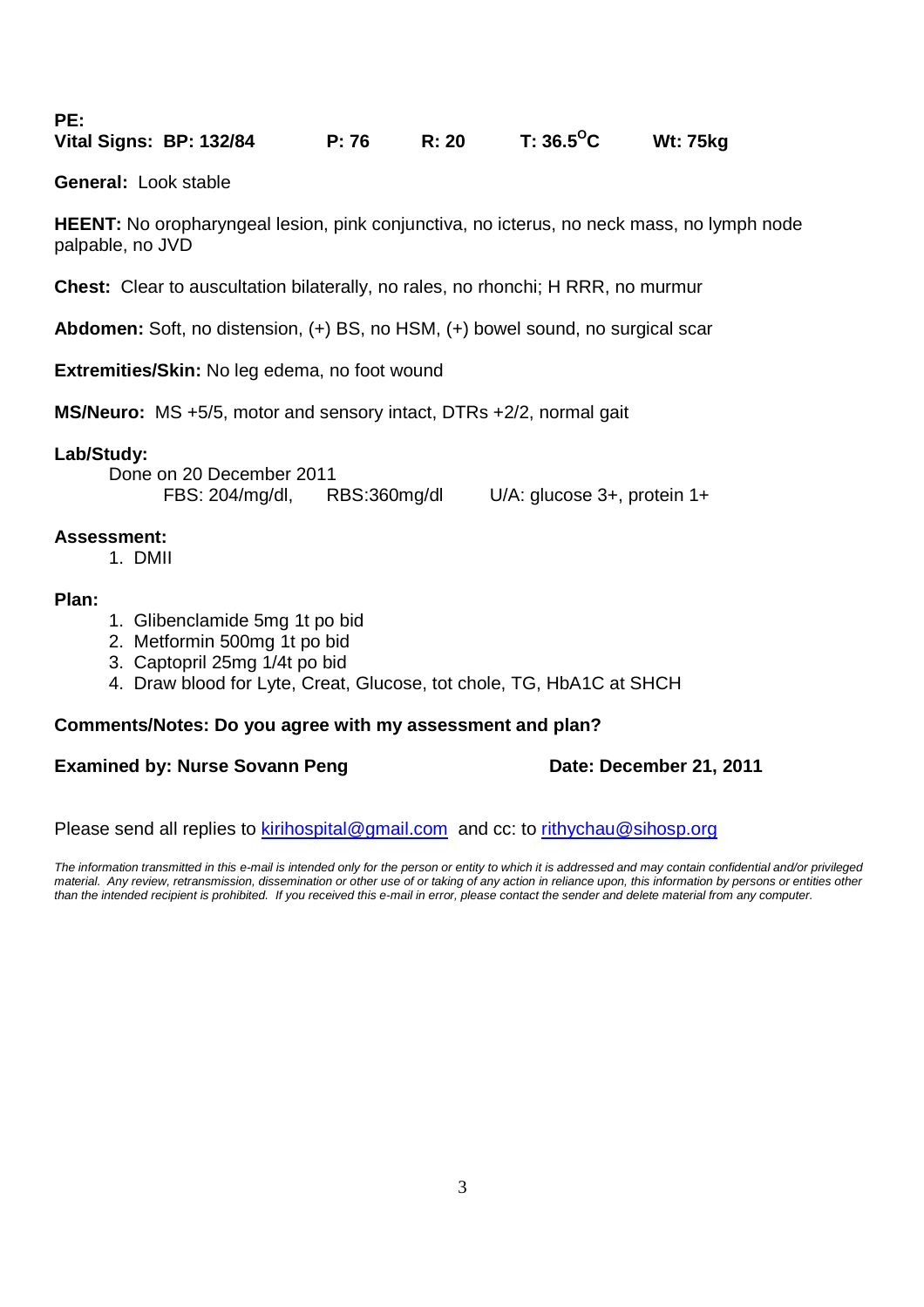**PE:**

**Vital Signs: BP: 132/84 P: 76 R: 20 T: 36.5$^{O}$C Wt: 75kg**

**General:** Look stable

**HEENT:** No oropharyngeal lesion, pink conjunctiva, no icterus, no neck mass, no lymph node palpable, no JVD

**Chest:** Clear to auscultation bilaterally, no rales, no rhonchi; H RRR, no murmur

**Abdomen:** Soft, no distension, (+) BS, no HSM, (+) bowel sound, no surgical scar

**Extremities/Skin:** No leg edema, no foot wound

**MS/Neuro:** MS +5/5, motor and sensory intact, DTRs +2/2, normal gait

**Lab/Study:**

Done on 20 December 2011

FBS: 204/mg/dl, RBS:360mg/dl U/A: glucose 3+, protein 1+

**Assessment:**

1. DMII

**Plan:**

1. Glibenclamide 5mg 1t po bid
2. Metformin 500mg 1t po bid
3. Captopril 25mg 1/4t po bid
4. Draw blood for Lyte, Creat, Glucose, tot chole, TG, HbA1C at SHCH

**Comments/Notes: Do you agree with my assessment and plan?**

**Examined by: Nurse Sovann Peng** **Date: December 21, 2011**

Please send all replies to kirihospital@gmail.com and cc: to rithychau@sihosp.org

*The information transmitted in this e-mail is intended only for the person or entity to which it is addressed and may contain confidential and/or privileged material. Any review, retransmission, dissemination or other use of or taking of any action in reliance upon, this information by persons or entities other than the intended recipient is prohibited. If you received this e-mail in error, please contact the sender and delete material from any computer.*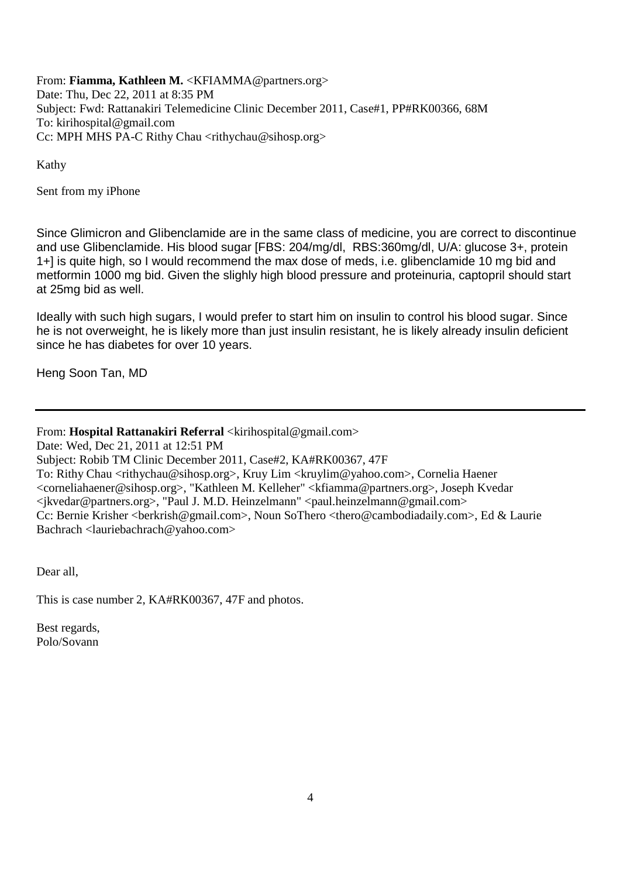From: **Fiamma, Kathleen M.** <KFIAMMA@partners.org>
Date: Thu, Dec 22, 2011 at 8:35 PM
Subject: Fwd: Rattanakiri Telemedicine Clinic December 2011, Case#1, PP#RK00366, 68M
To: kirihospital@gmail.com
Cc: MPH MHS PA-C Rithy Chau <rithychau@sihosp.org>

Kathy

Sent from my iPhone

Since Glimicron and Glibenclamide are in the same class of medicine, you are correct to discontinue and use Glibenclamide. His blood sugar [FBS: 204/mg/dl, RBS:360mg/dl, U/A: glucose 3+, protein 1+] is quite high, so I would recommend the max dose of meds, i.e. glibenclamide 10 mg bid and metformin 1000 mg bid. Given the slighly high blood pressure and proteinuria, captopril should start at 25mg bid as well.

Ideally with such high sugars, I would prefer to start him on insulin to control his blood sugar. Since he is not overweight, he is likely more than just insulin resistant, he is likely already insulin deficient since he has diabetes for over 10 years.

Heng Soon Tan, MD

---

From: **Hospital Rattanakiri Referral** <kirihospital@gmail.com>
Date: Wed, Dec 21, 2011 at 12:51 PM
Subject: Robib TM Clinic December 2011, Case#2, KA#RK00367, 47F
To: Rithy Chau <rithychau@sihosp.org>, Kruy Lim <kruylim@yahoo.com>, Cornelia Haener <corneliahaener@sihosp.org>, "Kathleen M. Kelleher" <kfiamma@partners.org>, Joseph Kvedar <jkvedar@partners.org>, "Paul J. M.D. Heinzelmann" <paul.heinzelmann@gmail.com>
Cc: Bernie Krisher <berkrish@gmail.com>, Noun SoThero <thero@cambodiadaily.com>, Ed & Laurie Bachrach <lauriebachrach@yahoo.com>

Dear all,

This is case number 2, KA#RK00367, 47F and photos.

Best regards,
Polo/Sovann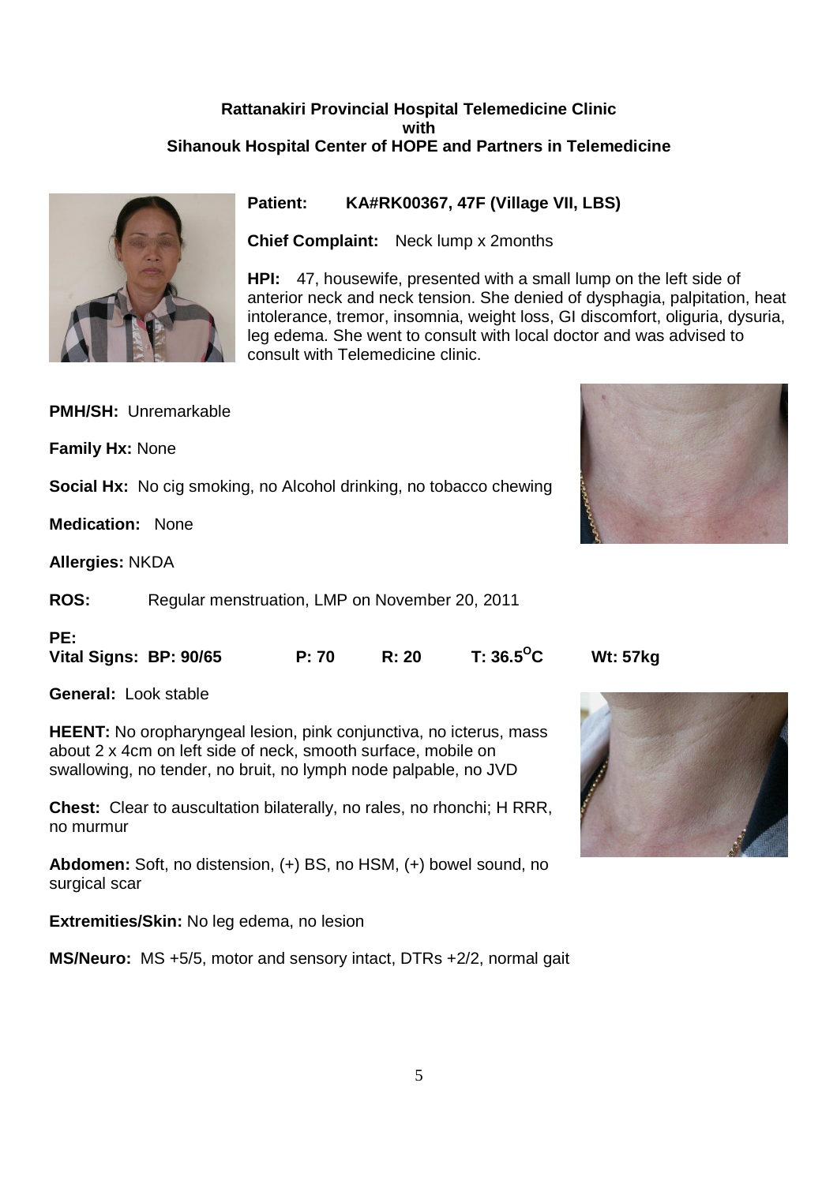**Rattanakiri Provincial Hospital Telemedicine Clinic**
**with**
**Sihanouk Hospital Center of HOPE and Partners in Telemedicine**

**Patient:** **KA#RK00367, 47F (Village VII, LBS)**

**Chief Complaint:** Neck lump x 2months

**HPI:** 47, housewife, presented with a small lump on the left side of anterior neck and neck tension. She denied of dysphagia, palpitation, heat intolerance, tremor, insomnia, weight loss, GI discomfort, oliguria, dysuria, leg edema. She went to consult with local doctor and was advised to consult with Telemedicine clinic.

**PMH/SH:** Unremarkable

**Family Hx:** None

**Social Hx:** No cig smoking, no Alcohol drinking, no tobacco chewing

**Medication:** None

**Allergies:** NKDA

**ROS:** Regular menstruation, LMP on November 20, 2011

**PE:**
**Vital Signs: BP: 90/65** **P: 70** **R: 20** **T: 36.5$^{O}$C** **Wt: 57kg**

**General:** Look stable

**HEENT:** No oropharyngeal lesion, pink conjunctiva, no icterus, mass about 2 x 4cm on left side of neck, smooth surface, mobile on swallowing, no tender, no bruit, no lymph node palpable, no JVD

**Chest:** Clear to auscultation bilaterally, no rales, no rhonchi; H RRR, no murmur

**Abdomen:** Soft, no distension, (+) BS, no HSM, (+) bowel sound, no surgical scar

**Extremities/Skin:** No leg edema, no lesion

**MS/Neuro:** MS +5/5, motor and sensory intact, DTRs +2/2, normal gait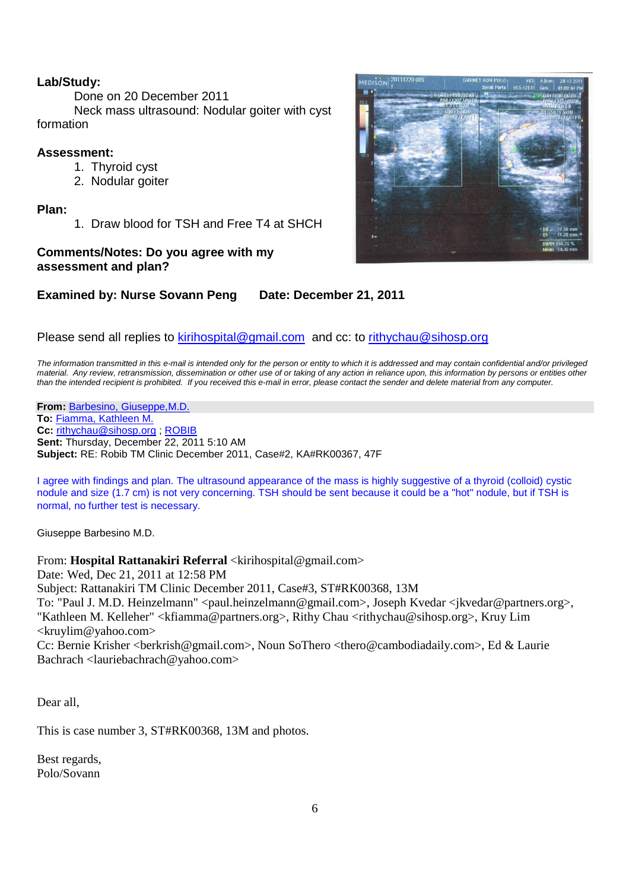**Lab/Study:**

Done on 20 December 2011

Neck mass ultrasound: Nodular goiter with cyst formation

**Assessment:**

1. Thyroid cyst
2. Nodular goiter

**Plan:**

1. Draw blood for TSH and Free T4 at SHCH

**Comments/Notes: Do you agree with my assessment and plan?**

**Examined by: Nurse Sovann Peng Date: December 21, 2011**

Please send all replies to kirihospital@gmail.com and cc: to rithychau@sihosp.org

*The information transmitted in this e-mail is intended only for the person or entity to which it is addressed and may contain confidential and/or privileged material. Any review, retransmission, dissemination or other use of or taking of any action in reliance upon, this information by persons or entities other than the intended recipient is prohibited. If you received this e-mail in error, please contact the sender and delete material from any computer.*

**From:** Barbesino, Giuseppe,M.D.
**To:** Fiamma, Kathleen M.
**Cc:** rithychau@sihosp.org ; ROBIB
**Sent:** Thursday, December 22, 2011 5:10 AM
**Subject:** RE: Robib TM Clinic December 2011, Case#2, KA#RK00367, 47F

I agree with findings and plan. The ultrasound appearance of the mass is highly suggestive of a thyroid (colloid) cystic nodule and size (1.7 cm) is not very concerning. TSH should be sent because it could be a "hot" nodule, but if TSH is normal, no further test is necessary.

Giuseppe Barbesino M.D.

From: **Hospital Rattanakiri Referral** <kirihospital@gmail.com>
Date: Wed, Dec 21, 2011 at 12:58 PM
Subject: Rattanakiri TM Clinic December 2011, Case#3, ST#RK00368, 13M
To: "Paul J. M.D. Heinzelmann" <paul.heinzelmann@gmail.com>, Joseph Kvedar <jkvedar@partners.org>, "Kathleen M. Kelleher" <kfiamma@partners.org>, Rithy Chau <rithychau@sihosp.org>, Kruy Lim <kruylim@yahoo.com>
Cc: Bernie Krisher <berkrish@gmail.com>, Noun SoThero <thero@cambodiadaily.com>, Ed & Laurie Bachrach <lauriebachrach@yahoo.com>

Dear all,

This is case number 3, ST#RK00368, 13M and photos.

Best regards,
Polo/Sovann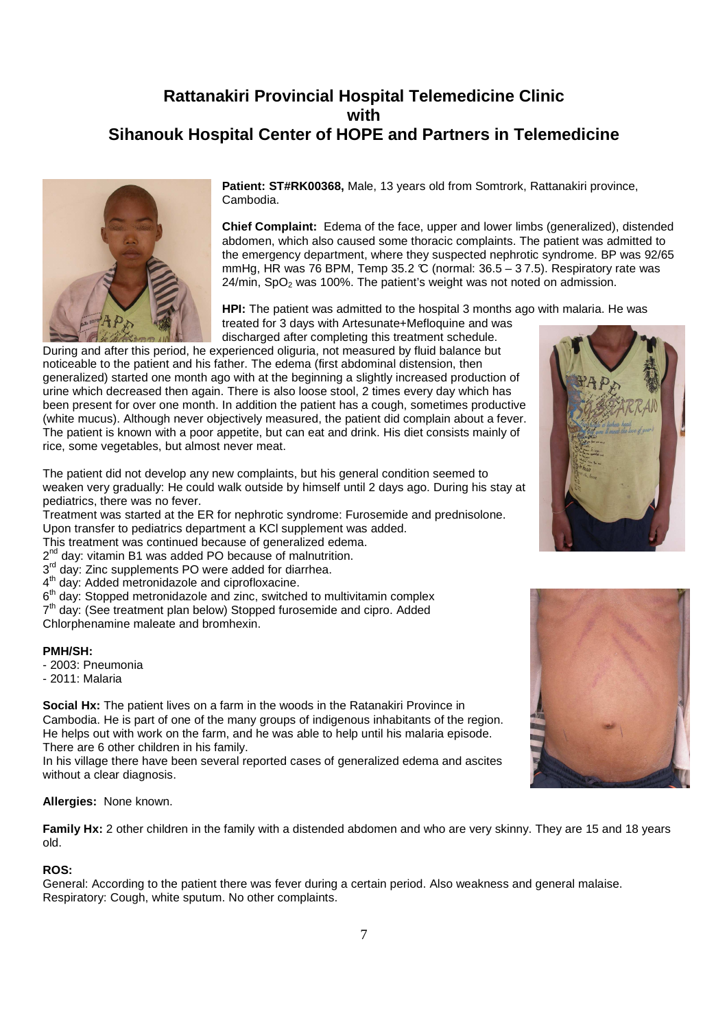## Rattanakiri Provincial Hospital Telemedicine Clinic with Sihanouk Hospital Center of HOPE and Partners in Telemedicine

**Patient: ST#RK00368,** Male, 13 years old from Somtrork, Rattanakiri province, Cambodia.

**Chief Complaint:** Edema of the face, upper and lower limbs (generalized), distended abdomen, which also caused some thoracic complaints. The patient was admitted to the emergency department, where they suspected nephrotic syndrome. BP was 92/65 mmHg, HR was 76 BPM, Temp 35.2 ℃ (normal: 36.5 – 37.5). Respiratory rate was 24/min, $SpO_2$ was 100%. The patient's weight was not noted on admission.

**HPI:** The patient was admitted to the hospital 3 months ago with malaria. He was treated for 3 days with Artesunate+Mefloquine and was discharged after completing this treatment schedule.
During and after this period, he experienced oliguria, not measured by fluid balance but noticeable to the patient and his father. The edema (first abdominal distension, then generalized) started one month ago with at the beginning a slightly increased production of urine which decreased then again. There is also loose stool, 2 times every day which has been present for over one month. In addition the patient has a cough, sometimes productive (white mucus). Although never objectively measured, the patient did complain about a fever. The patient is known with a poor appetite, but can eat and drink. His diet consists mainly of rice, some vegetables, but almost never meat.

The patient did not develop any new complaints, but his general condition seemed to weaken very gradually: He could walk outside by himself until 2 days ago. During his stay at pediatrics, there was no fever.
Treatment was started at the ER for nephrotic syndrome: Furosemide and prednisolone. Upon transfer to pediatrics department a KCl supplement was added.
This treatment was continued because of generalized edema.
2nd day: vitamin B1 was added PO because of malnutrition.
3rd day: Zinc supplements PO were added for diarrhea.
4th day: Added metronidazole and ciprofloxacine.
6th day: Stopped metronidazole and zinc, switched to multivitamin complex
7th day: (See treatment plan below) Stopped furosemide and cipro. Added Chlorphenamine maleate and bromhexin.

**PMH/SH:**
- 2003: Pneumonia
- 2011: Malaria

**Social Hx:** The patient lives on a farm in the woods in the Ratanakiri Province in Cambodia. He is part of one of the many groups of indigenous inhabitants of the region. He helps out with work on the farm, and he was able to help until his malaria episode. There are 6 other children in his family.
In his village there have been several reported cases of generalized edema and ascites without a clear diagnosis.

**Allergies:** None known.

**Family Hx:** 2 other children in the family with a distended abdomen and who are very skinny. They are 15 and 18 years old.

**ROS:**
General: According to the patient there was fever during a certain period. Also weakness and general malaise.
Respiratory: Cough, white sputum. No other complaints.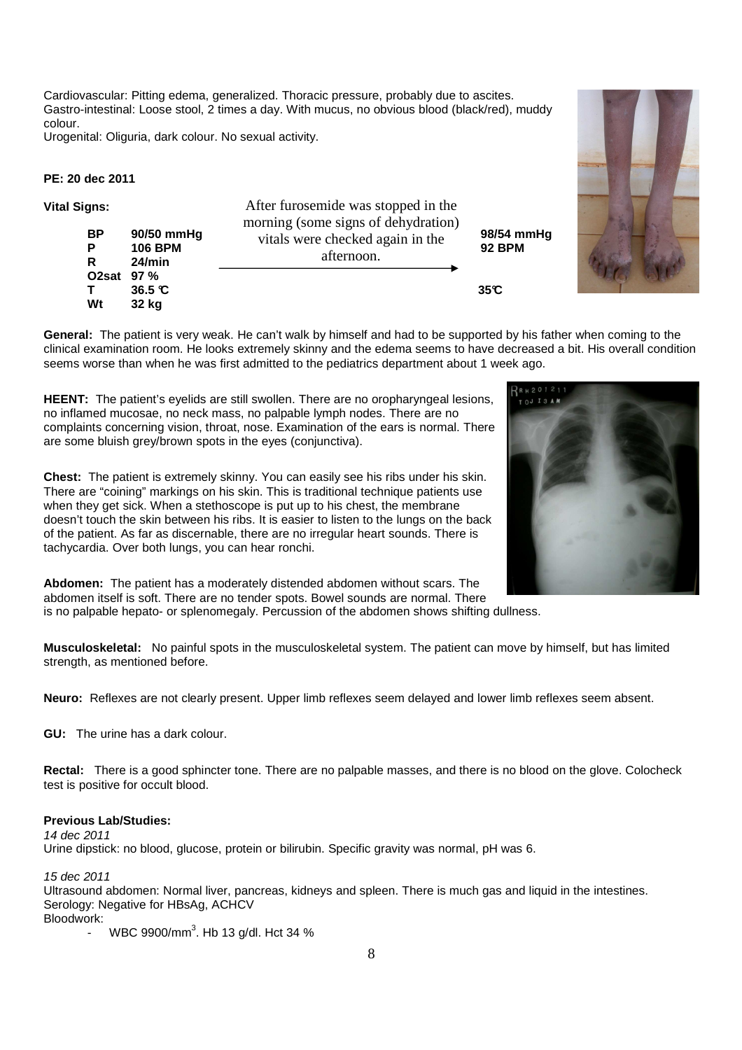Cardiovascular: Pitting edema, generalized. Thoracic pressure, probably due to ascites.
Gastro-intestinal: Loose stool, 2 times a day. With mucus, no obvious blood (black/red), muddy colour.
Urogenital: Oliguria, dark colour. No sexual activity.

**PE: 20 dec 2011**

**Vital Signs:**

| | | After furosemide was stopped in the morning (some signs of dehydration) vitals were checked again in the afternoon. → |
|---|---|---|
| **BP** | **90/50 mmHg** | **98/54 mmHg** |
| **P** | **106 BPM** | **92 BPM** |
| **R** | **24/min** | |
| **O2sat** | **97 %** | |
| **T** | **36.5 ℃** | **35℃** |
| **Wt** | **32 kg** | |

**General:** The patient is very weak. He can't walk by himself and had to be supported by his father when coming to the clinical examination room. He looks extremely skinny and the edema seems to have decreased a bit. His overall condition seems worse than when he was first admitted to the pediatrics department about 1 week ago.

**HEENT:** The patient's eyelids are still swollen. There are no oropharyngeal lesions, no inflamed mucosae, no neck mass, no palpable lymph nodes. There are no complaints concerning vision, throat, nose. Examination of the ears is normal. There are some bluish grey/brown spots in the eyes (conjunctiva).

**Chest:** The patient is extremely skinny. You can easily see his ribs under his skin. There are "coining" markings on his skin. This is traditional technique patients use when they get sick. When a stethoscope is put up to his chest, the membrane doesn't touch the skin between his ribs. It is easier to listen to the lungs on the back of the patient. As far as discernable, there are no irregular heart sounds. There is tachycardia. Over both lungs, you can hear ronchi.

**Abdomen:** The patient has a moderately distended abdomen without scars. The abdomen itself is soft. There are no tender spots. Bowel sounds are normal. There is no palpable hepato- or splenomegaly. Percussion of the abdomen shows shifting dullness.

**Musculoskeletal:** No painful spots in the musculoskeletal system. The patient can move by himself, but has limited strength, as mentioned before.

**Neuro:** Reflexes are not clearly present. Upper limb reflexes seem delayed and lower limb reflexes seem absent.

**GU:** The urine has a dark colour.

**Rectal:** There is a good sphincter tone. There are no palpable masses, and there is no blood on the glove. Colocheck test is positive for occult blood.

**Previous Lab/Studies:**

*14 dec 2011*
Urine dipstick: no blood, glucose, protein or bilirubin. Specific gravity was normal, pH was 6.

*15 dec 2011*
Ultrasound abdomen: Normal liver, pancreas, kidneys and spleen. There is much gas and liquid in the intestines.
Serology: Negative for HBsAg, ACHCV
Bloodwork:

- WBC 9900/$mm^3$. Hb 13 g/dl. Hct 34 %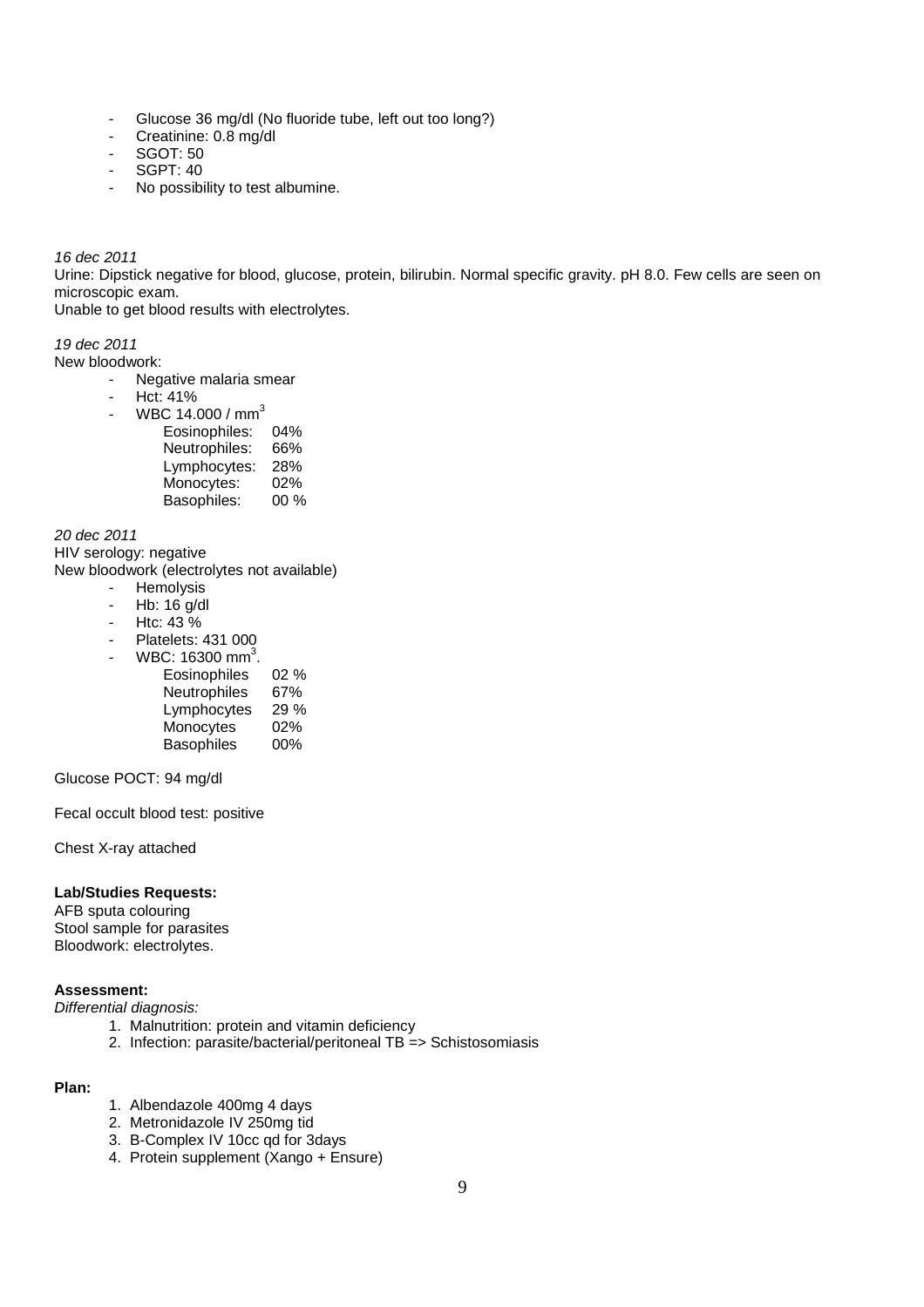- Glucose 36 mg/dl (No fluoride tube, left out too long?)
- Creatinine: 0.8 mg/dl
- SGOT: 50
- SGPT: 40
- No possibility to test albumine.

*16 dec 2011*

Urine: Dipstick negative for blood, glucose, protein, bilirubin. Normal specific gravity. pH 8.0. Few cells are seen on microscopic exam.

Unable to get blood results with electrolytes.

*19 dec 2011*

New bloodwork:

- Negative malaria smear
- Hct: 41%
- WBC 14.000 / $mm^3$

| | |
|---|---|
| Eosinophiles: | 04% |
| Neutrophiles: | 66% |
| Lymphocytes: | 28% |
| Monocytes: | 02% |
| Basophiles: | 00 % |

*20 dec 2011*

HIV serology: negative

New bloodwork (electrolytes not available)

- Hemolysis
- Hb: 16 g/dl
- Htc: 43 %
- Platelets: 431 000
- WBC: 16300 $mm^3$.

| | |
|---|---|
| Eosinophiles | 02 % |
| Neutrophiles | 67% |
| Lymphocytes | 29 % |
| Monocytes | 02% |
| Basophiles | 00% |

Glucose POCT: 94 mg/dl

Fecal occult blood test: positive

Chest X-ray attached

**Lab/Studies Requests:**

AFB sputa colouring

Stool sample for parasites

Bloodwork: electrolytes.

**Assessment:**

*Differential diagnosis:*

1. Malnutrition: protein and vitamin deficiency
2. Infection: parasite/bacterial/peritoneal TB => Schistosomiasis

**Plan:**

1. Albendazole 400mg 4 days
2. Metronidazole IV 250mg tid
3. B-Complex IV 10cc qd for 3days
4. Protein supplement (Xango + Ensure)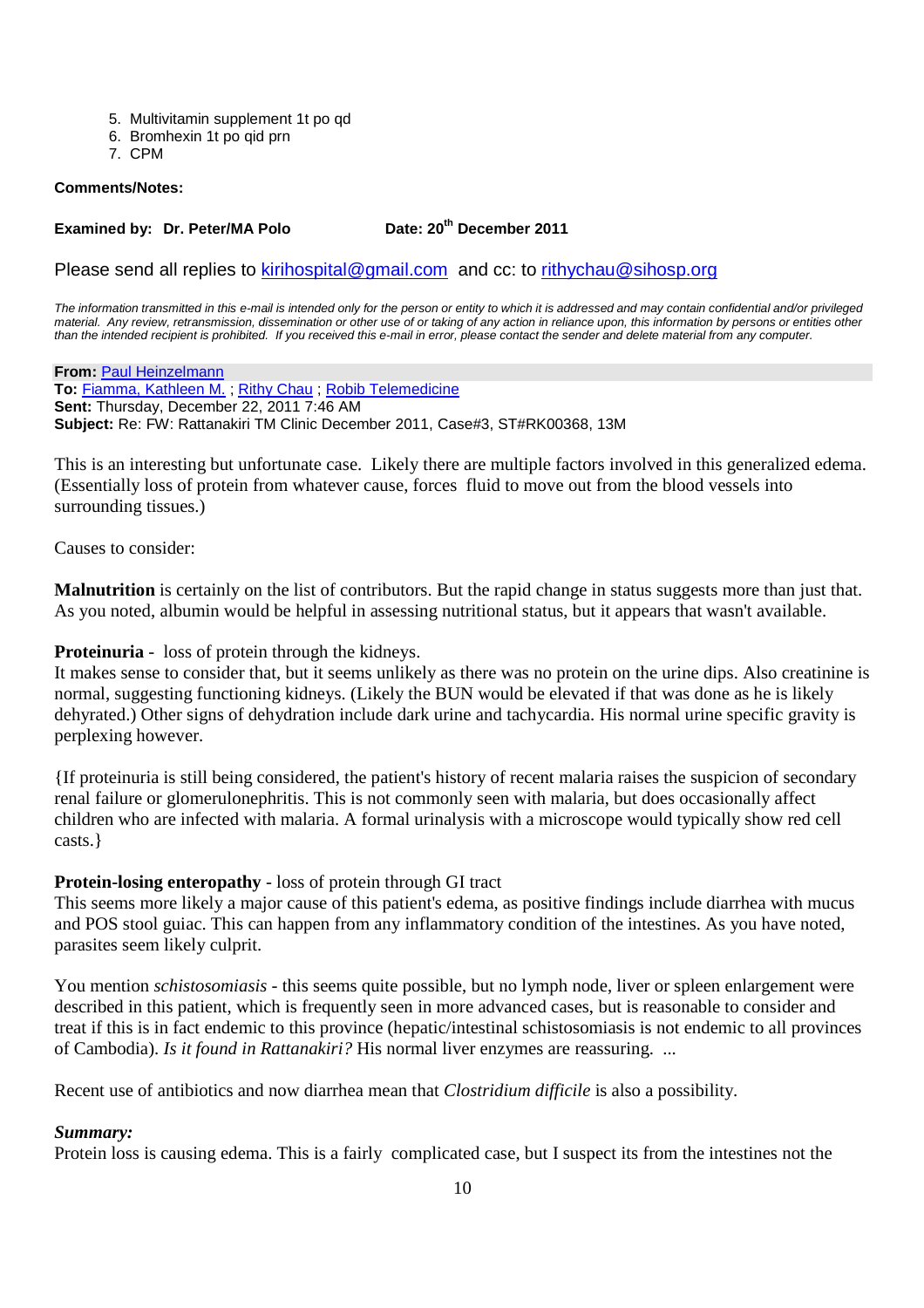5. Multivitamin supplement 1t po qd
6. Bromhexin 1t po qid prn
7. CPM

**Comments/Notes:**

**Examined by: Dr. Peter/MA Polo** **Date: 20th December 2011**

Please send all replies to kirihospital@gmail.com and cc: to rithychau@sihosp.org

*The information transmitted in this e-mail is intended only for the person or entity to which it is addressed and may contain confidential and/or privileged material. Any review, retransmission, dissemination or other use of or taking of any action in reliance upon, this information by persons or entities other than the intended recipient is prohibited. If you received this e-mail in error, please contact the sender and delete material from any computer.*

**From:** Paul Heinzelmann
**To:** Fiamma, Kathleen M. ; Rithy Chau ; Robib Telemedicine
**Sent:** Thursday, December 22, 2011 7:46 AM
**Subject:** Re: FW: Rattanakiri TM Clinic December 2011, Case#3, ST#RK00368, 13M

This is an interesting but unfortunate case. Likely there are multiple factors involved in this generalized edema. (Essentially loss of protein from whatever cause, forces fluid to move out from the blood vessels into surrounding tissues.)

Causes to consider:

**Malnutrition** is certainly on the list of contributors. But the rapid change in status suggests more than just that. As you noted, albumin would be helpful in assessing nutritional status, but it appears that wasn't available.

**Proteinuria** - loss of protein through the kidneys.
It makes sense to consider that, but it seems unlikely as there was no protein on the urine dips. Also creatinine is normal, suggesting functioning kidneys. (Likely the BUN would be elevated if that was done as he is likely dehyrated.) Other signs of dehydration include dark urine and tachycardia. His normal urine specific gravity is perplexing however.

{If proteinuria is still being considered, the patient's history of recent malaria raises the suspicion of secondary renal failure or glomerulonephritis. This is not commonly seen with malaria, but does occasionally affect children who are infected with malaria. A formal urinalysis with a microscope would typically show red cell casts.}

**Protein-losing enteropathy** - loss of protein through GI tract
This seems more likely a major cause of this patient's edema, as positive findings include diarrhea with mucus and POS stool guiac. This can happen from any inflammatory condition of the intestines. As you have noted, parasites seem likely culprit.

You mention *schistosomiasis* - this seems quite possible, but no lymph node, liver or spleen enlargement were described in this patient, which is frequently seen in more advanced cases, but is reasonable to consider and treat if this is in fact endemic to this province (hepatic/intestinal schistosomiasis is not endemic to all provinces of Cambodia). *Is it found in Rattanakiri?* His normal liver enzymes are reassuring. ...

Recent use of antibiotics and now diarrhea mean that *Clostridium difficile* is also a possibility.

***Summary:***
Protein loss is causing edema. This is a fairly complicated case, but I suspect its from the intestines not the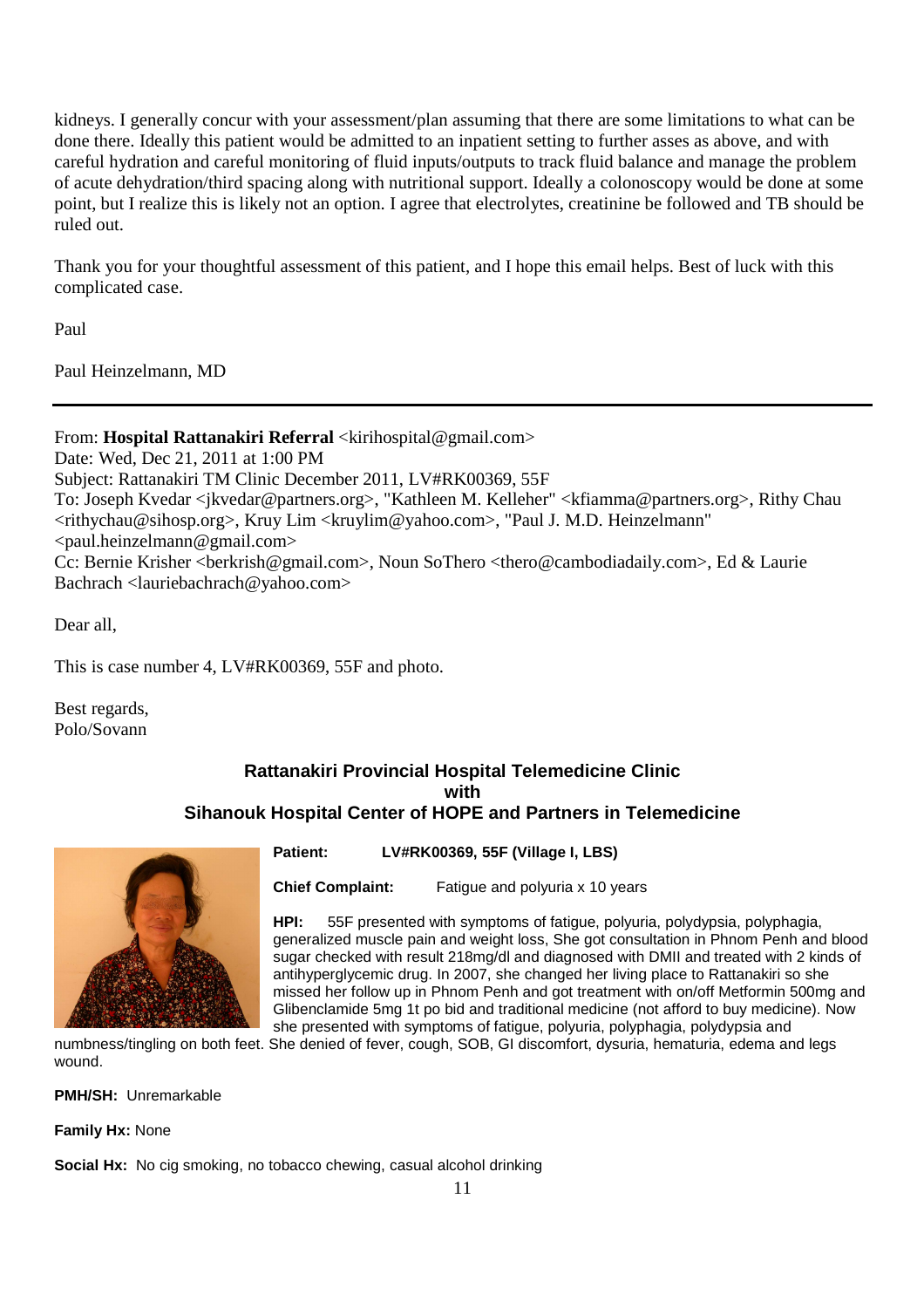kidneys. I generally concur with your assessment/plan assuming that there are some limitations to what can be done there. Ideally this patient would be admitted to an inpatient setting to further asses as above, and with careful hydration and careful monitoring of fluid inputs/outputs to track fluid balance and manage the problem of acute dehydration/third spacing along with nutritional support. Ideally a colonoscopy would be done at some point, but I realize this is likely not an option. I agree that electrolytes, creatinine be followed and TB should be ruled out.

Thank you for your thoughtful assessment of this patient, and I hope this email helps. Best of luck with this complicated case.

Paul

Paul Heinzelmann, MD

---

From: **Hospital Rattanakiri Referral** <kirihospital@gmail.com>
Date: Wed, Dec 21, 2011 at 1:00 PM
Subject: Rattanakiri TM Clinic December 2011, LV#RK00369, 55F
To: Joseph Kvedar <jkvedar@partners.org>, "Kathleen M. Kelleher" <kfiamma@partners.org>, Rithy Chau <rithychau@sihosp.org>, Kruy Lim <kruylim@yahoo.com>, "Paul J. M.D. Heinzelmann" <paul.heinzelmann@gmail.com>
Cc: Bernie Krisher <berkrish@gmail.com>, Noun SoThero <thero@cambodiadaily.com>, Ed & Laurie Bachrach <lauriebachrach@yahoo.com>

Dear all,

This is case number 4, LV#RK00369, 55F and photo.

Best regards,
Polo/Sovann

**Rattanakiri Provincial Hospital Telemedicine Clinic**
**with**
**Sihanouk Hospital Center of HOPE and Partners in Telemedicine**

**Patient:** **LV#RK00369, 55F (Village I, LBS)**

**Chief Complaint:** Fatigue and polyuria x 10 years

**HPI:** 55F presented with symptoms of fatigue, polyuria, polydypsia, polyphagia, generalized muscle pain and weight loss, She got consultation in Phnom Penh and blood sugar checked with result 218mg/dl and diagnosed with DMII and treated with 2 kinds of antihyperglycemic drug. In 2007, she changed her living place to Rattanakiri so she missed her follow up in Phnom Penh and got treatment with on/off Metformin 500mg and Glibenclamide 5mg 1t po bid and traditional medicine (not afford to buy medicine). Now she presented with symptoms of fatigue, polyuria, polyphagia, polydypsia and numbness/tingling on both feet. She denied of fever, cough, SOB, GI discomfort, dysuria, hematuria, edema and legs wound.

**PMH/SH:** Unremarkable

**Family Hx:** None

**Social Hx:** No cig smoking, no tobacco chewing, casual alcohol drinking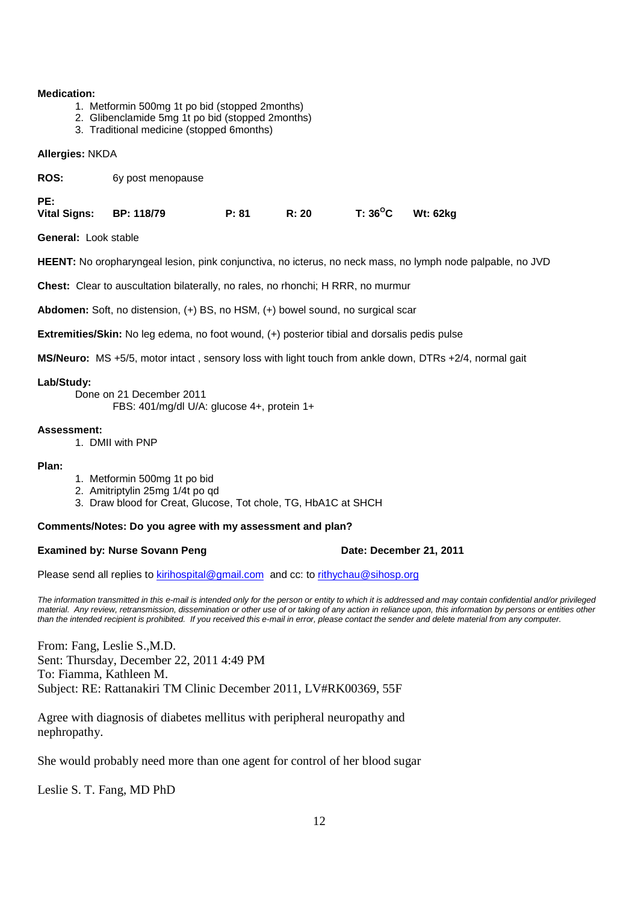**Medication:**

1. Metformin 500mg 1t po bid (stopped 2months)
2. Glibenclamide 5mg 1t po bid (stopped 2months)
3. Traditional medicine (stopped 6months)

**Allergies:** NKDA

**ROS:** 6y post menopause

**PE:**
**Vital Signs:** **BP: 118/79** **P: 81** **R: 20** **T: 36$^{O}$C** **Wt: 62kg**

**General:** Look stable

**HEENT:** No oropharyngeal lesion, pink conjunctiva, no icterus, no neck mass, no lymph node palpable, no JVD

**Chest:** Clear to auscultation bilaterally, no rales, no rhonchi; H RRR, no murmur

**Abdomen:** Soft, no distension, (+) BS, no HSM, (+) bowel sound, no surgical scar

**Extremities/Skin:** No leg edema, no foot wound, (+) posterior tibial and dorsalis pedis pulse

**MS/Neuro:** MS +5/5, motor intact , sensory loss with light touch from ankle down, DTRs +2/4, normal gait

**Lab/Study:**

Done on 21 December 2011
FBS: 401/mg/dl U/A: glucose 4+, protein 1+

**Assessment:**

1. DMII with PNP

**Plan:**

1. Metformin 500mg 1t po bid
2. Amitriptylin 25mg 1/4t po qd
3. Draw blood for Creat, Glucose, Tot chole, TG, HbA1C at SHCH

**Comments/Notes: Do you agree with my assessment and plan?**

**Examined by: Nurse Sovann Peng** **Date: December 21, 2011**

Please send all replies to kirihospital@gmail.com and cc: to rithychau@sihosp.org

*The information transmitted in this e-mail is intended only for the person or entity to which it is addressed and may contain confidential and/or privileged material. Any review, retransmission, dissemination or other use of or taking of any action in reliance upon, this information by persons or entities other than the intended recipient is prohibited. If you received this e-mail in error, please contact the sender and delete material from any computer.*

From: Fang, Leslie S.,M.D.
Sent: Thursday, December 22, 2011 4:49 PM
To: Fiamma, Kathleen M.
Subject: RE: Rattanakiri TM Clinic December 2011, LV#RK00369, 55F

Agree with diagnosis of diabetes mellitus with peripheral neuropathy and nephropathy.

She would probably need more than one agent for control of her blood sugar

Leslie S. T. Fang, MD PhD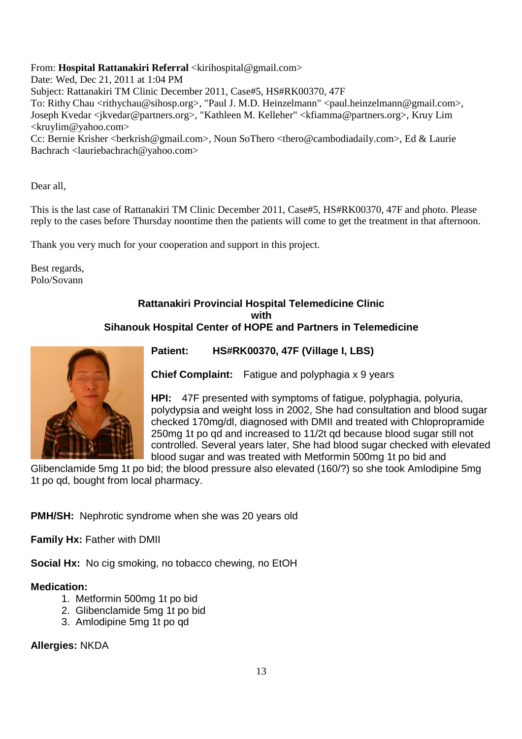From: **Hospital Rattanakiri Referral** <kirihospital@gmail.com>
Date: Wed, Dec 21, 2011 at 1:04 PM
Subject: Rattanakiri TM Clinic December 2011, Case#5, HS#RK00370, 47F
To: Rithy Chau <rithychau@sihosp.org>, "Paul J. M.D. Heinzelmann" <paul.heinzelmann@gmail.com>, Joseph Kvedar <jkvedar@partners.org>, "Kathleen M. Kelleher" <kfiamma@partners.org>, Kruy Lim <kruylim@yahoo.com>
Cc: Bernie Krisher <berkrish@gmail.com>, Noun SoThero <thero@cambodiadaily.com>, Ed & Laurie Bachrach <lauriebachrach@yahoo.com>

Dear all,

This is the last case of Rattanakiri TM Clinic December 2011, Case#5, HS#RK00370, 47F and photo. Please reply to the cases before Thursday noontime then the patients will come to get the treatment in that afternoon.

Thank you very much for your cooperation and support in this project.

Best regards,
Polo/Sovann

**Rattanakiri Provincial Hospital Telemedicine Clinic**
**with**
**Sihanouk Hospital Center of HOPE and Partners in Telemedicine**

**Patient:** **HS#RK00370, 47F (Village I, LBS)**

**Chief Complaint:** Fatigue and polyphagia x 9 years

**HPI:** 47F presented with symptoms of fatigue, polyphagia, polyuria, polydypsia and weight loss in 2002, She had consultation and blood sugar checked 170mg/dl, diagnosed with DMII and treated with Chlopropramide 250mg 1t po qd and increased to 11/2t qd because blood sugar still not controlled. Several years later, She had blood sugar checked with elevated blood sugar and was treated with Metformin 500mg 1t po bid and Glibenclamide 5mg 1t po bid; the blood pressure also elevated (160/?) so she took Amlodipine 5mg 1t po qd, bought from local pharmacy.

**PMH/SH:** Nephrotic syndrome when she was 20 years old

**Family Hx:** Father with DMII

**Social Hx:** No cig smoking, no tobacco chewing, no EtOH

**Medication:**

1. Metformin 500mg 1t po bid
2. Glibenclamide 5mg 1t po bid
3. Amlodipine 5mg 1t po qd

**Allergies:** NKDA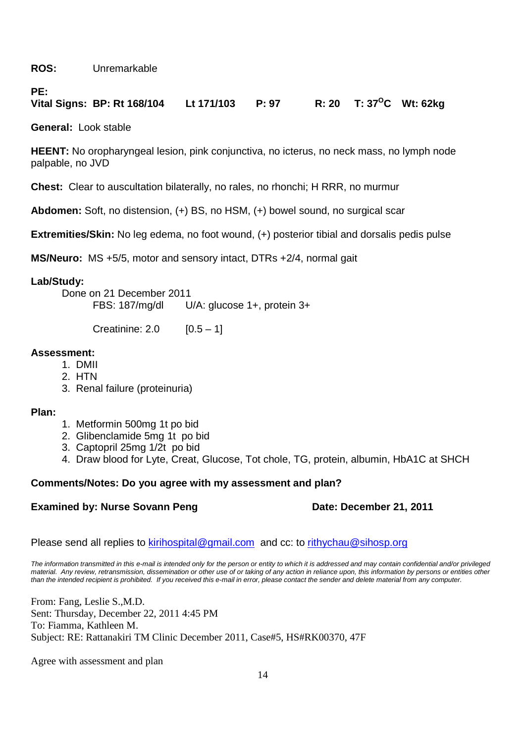**ROS:** Unremarkable

**PE:**
**Vital Signs: BP: Rt 168/104 Lt 171/103 P: 97 R: 20 T: 37$^{O}$C Wt: 62kg**

**General:** Look stable

**HEENT:** No oropharyngeal lesion, pink conjunctiva, no icterus, no neck mass, no lymph node palpable, no JVD

**Chest:** Clear to auscultation bilaterally, no rales, no rhonchi; H RRR, no murmur

**Abdomen:** Soft, no distension, (+) BS, no HSM, (+) bowel sound, no surgical scar

**Extremities/Skin:** No leg edema, no foot wound, (+) posterior tibial and dorsalis pedis pulse

**MS/Neuro:** MS +5/5, motor and sensory intact, DTRs +2/4, normal gait

**Lab/Study:**

Done on 21 December 2011

FBS: 187/mg/dl U/A: glucose 1+, protein 3+

Creatinine: 2.0 [0.5 – 1]

**Assessment:**

1. DMII
2. HTN
3. Renal failure (proteinuria)

**Plan:**

1. Metformin 500mg 1t po bid
2. Glibenclamide 5mg 1t po bid
3. Captopril 25mg 1/2t po bid
4. Draw blood for Lyte, Creat, Glucose, Tot chole, TG, protein, albumin, HbA1C at SHCH

**Comments/Notes: Do you agree with my assessment and plan?**

**Examined by: Nurse Sovann Peng** **Date: December 21, 2011**

Please send all replies to kirihospital@gmail.com and cc: to rithychau@sihosp.org

*The information transmitted in this e-mail is intended only for the person or entity to which it is addressed and may contain confidential and/or privileged material. Any review, retransmission, dissemination or other use of or taking of any action in reliance upon, this information by persons or entities other than the intended recipient is prohibited. If you received this e-mail in error, please contact the sender and delete material from any computer.*

From: Fang, Leslie S.,M.D.
Sent: Thursday, December 22, 2011 4:45 PM
To: Fiamma, Kathleen M.
Subject: RE: Rattanakiri TM Clinic December 2011, Case#5, HS#RK00370, 47F

Agree with assessment and plan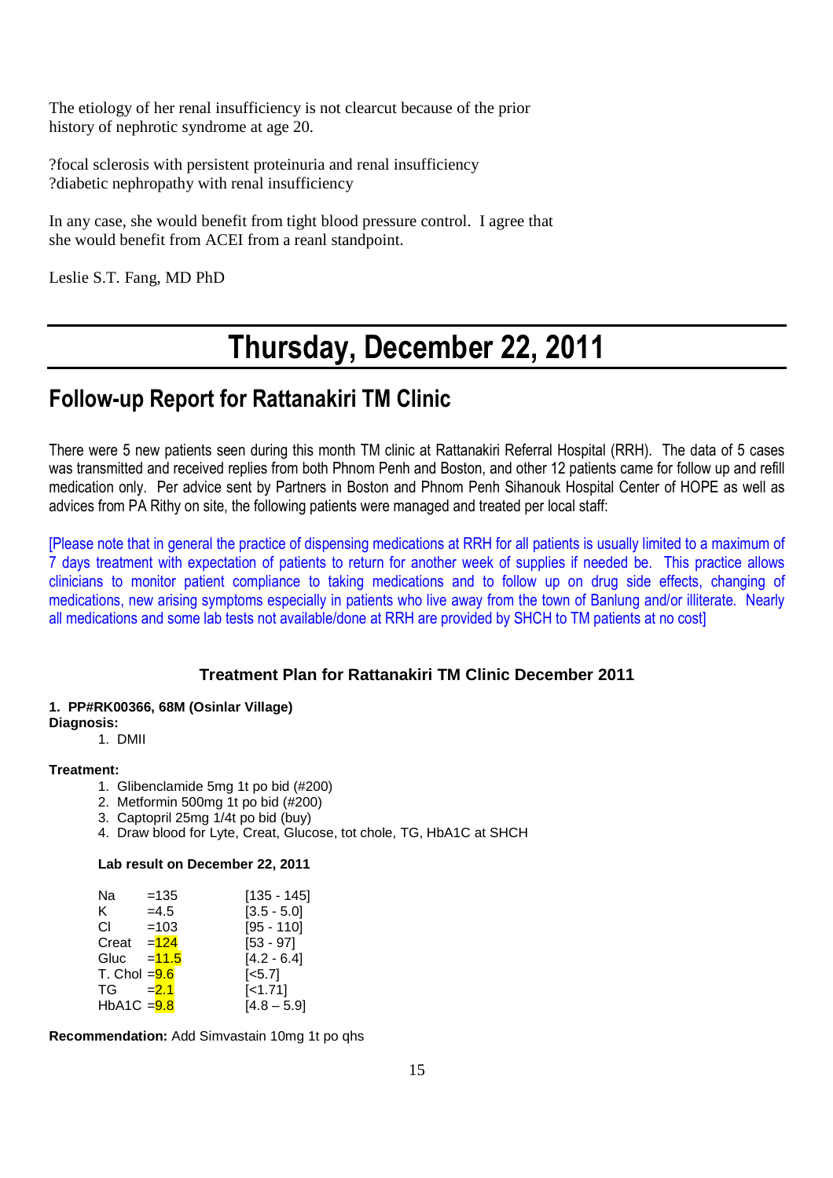The etiology of her renal insufficiency is not clearcut because of the prior history of nephrotic syndrome at age 20.

?focal sclerosis with persistent proteinuria and renal insufficiency
?diabetic nephropathy with renal insufficiency

In any case, she would benefit from tight blood pressure control. I agree that she would benefit from ACEI from a reanl standpoint.

Leslie S.T. Fang, MD PhD

# Thursday, December 22, 2011

## Follow-up Report for Rattanakiri TM Clinic

There were 5 new patients seen during this month TM clinic at Rattanakiri Referral Hospital (RRH). The data of 5 cases was transmitted and received replies from both Phnom Penh and Boston, and other 12 patients came for follow up and refill medication only. Per advice sent by Partners in Boston and Phnom Penh Sihanouk Hospital Center of HOPE as well as advices from PA Rithy on site, the following patients were managed and treated per local staff:

[Please note that in general the practice of dispensing medications at RRH for all patients is usually limited to a maximum of 7 days treatment with expectation of patients to return for another week of supplies if needed be. This practice allows clinicians to monitor patient compliance to taking medications and to follow up on drug side effects, changing of medications, new arising symptoms especially in patients who live away from the town of Banlung and/or illiterate. Nearly all medications and some lab tests not available/done at RRH are provided by SHCH to TM patients at no cost]

### Treatment Plan for Rattanakiri TM Clinic December 2011

**1. PP#RK00366, 68M (Osinlar Village)**

**Diagnosis:**

1. DMII

**Treatment:**

1. Glibenclamide 5mg 1t po bid (#200)
2. Metformin 500mg 1t po bid (#200)
3. Captopril 25mg 1/4t po bid (buy)
4. Draw blood for Lyte, Creat, Glucose, tot chole, TG, HbA1C at SHCH

**Lab result on December 22, 2011**

| | | |
|---|---|---|
| Na | =135 | [135 - 145] |
| K | =4.5 | [3.5 - 5.0] |
| Cl | =103 | [95 - 110] |
| Creat | =124 | [53 - 97] |
| Gluc | =11.5 | [4.2 - 6.4] |
| T. Chol | =9.6 | [<5.7] |
| TG | =2.1 | [<1.71] |
| HbA1C | =9.8 | [4.8 – 5.9] |

**Recommendation:** Add Simvastain 10mg 1t po qhs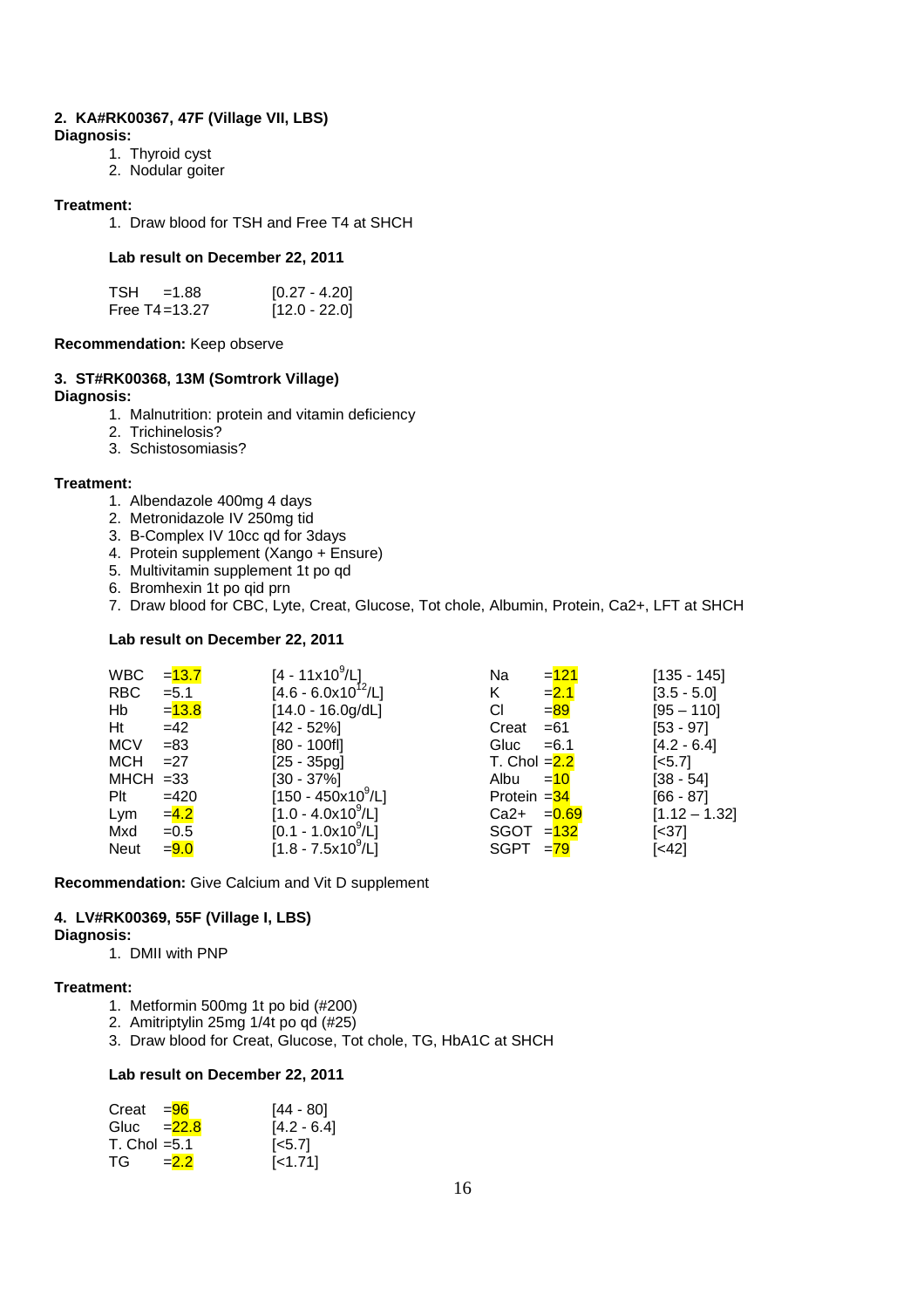**2. KA#RK00367, 47F (Village VII, LBS)**

**Diagnosis:**

1. Thyroid cyst
2. Nodular goiter

**Treatment:**

1. Draw blood for TSH and Free T4 at SHCH

**Lab result on December 22, 2011**

| Test | Result | Reference |
|---|---|---|
| TSH | =1.88 | [0.27 - 4.20] |
| Free T4 | =13.27 | [12.0 - 22.0] |

**Recommendation:** Keep observe

**3. ST#RK00368, 13M (Somtrork Village)**

**Diagnosis:**

1. Malnutrition: protein and vitamin deficiency
2. Trichinelosis?
3. Schistosomiasis?

**Treatment:**

1. Albendazole 400mg 4 days
2. Metronidazole IV 250mg tid
3. B-Complex IV 10cc qd for 3days
4. Protein supplement (Xango + Ensure)
5. Multivitamin supplement 1t po qd
6. Bromhexin 1t po qid prn
7. Draw blood for CBC, Lyte, Creat, Glucose, Tot chole, Albumin, Protein, Ca2+, LFT at SHCH

**Lab result on December 22, 2011**

| Test | Result | Reference | Test | Result | Reference |
|---|---|---|---|---|---|
| WBC | =13.7 | [4 - 11x10$^9$/L] | Na | =121 | [135 - 145] |
| RBC | =5.1 | [4.6 - 6.0x10$^{12}$/L] | K | =2.1 | [3.5 - 5.0] |
| Hb | =13.8 | [14.0 - 16.0g/dL] | Cl | =89 | [95 – 110] |
| Ht | =42 | [42 - 52%] | Creat | =61 | [53 - 97] |
| MCV | =83 | [80 - 100fl] | Gluc | =6.1 | [4.2 - 6.4] |
| MCH | =27 | [25 - 35pg] | T. Chol | =2.2 | [<5.7] |
| MHCH | =33 | [30 - 37%] | Albu | =10 | [38 - 54] |
| Plt | =420 | [150 - 450x10$^9$/L] | Protein | =34 | [66 - 87] |
| Lym | =4.2 | [1.0 - 4.0x10$^9$/L] | Ca2+ | =0.69 | [1.12 – 1.32] |
| Mxd | =0.5 | [0.1 - 1.0x10$^9$/L] | SGOT | =132 | [<37] |
| Neut | =9.0 | [1.8 - 7.5x10$^9$/L] | SGPT | =79 | [<42] |

**Recommendation:** Give Calcium and Vit D supplement

**4. LV#RK00369, 55F (Village I, LBS)**

**Diagnosis:**

1. DMII with PNP

**Treatment:**

1. Metformin 500mg 1t po bid (#200)
2. Amitriptylin 25mg 1/4t po qd (#25)
3. Draw blood for Creat, Glucose, Tot chole, TG, HbA1C at SHCH

**Lab result on December 22, 2011**

| Test | Result | Reference |
|---|---|---|
| Creat | =96 | [44 - 80] |
| Gluc | =22.8 | [4.2 - 6.4] |
| T. Chol | =5.1 | [<5.7] |
| TG | =2.2 | [<1.71] |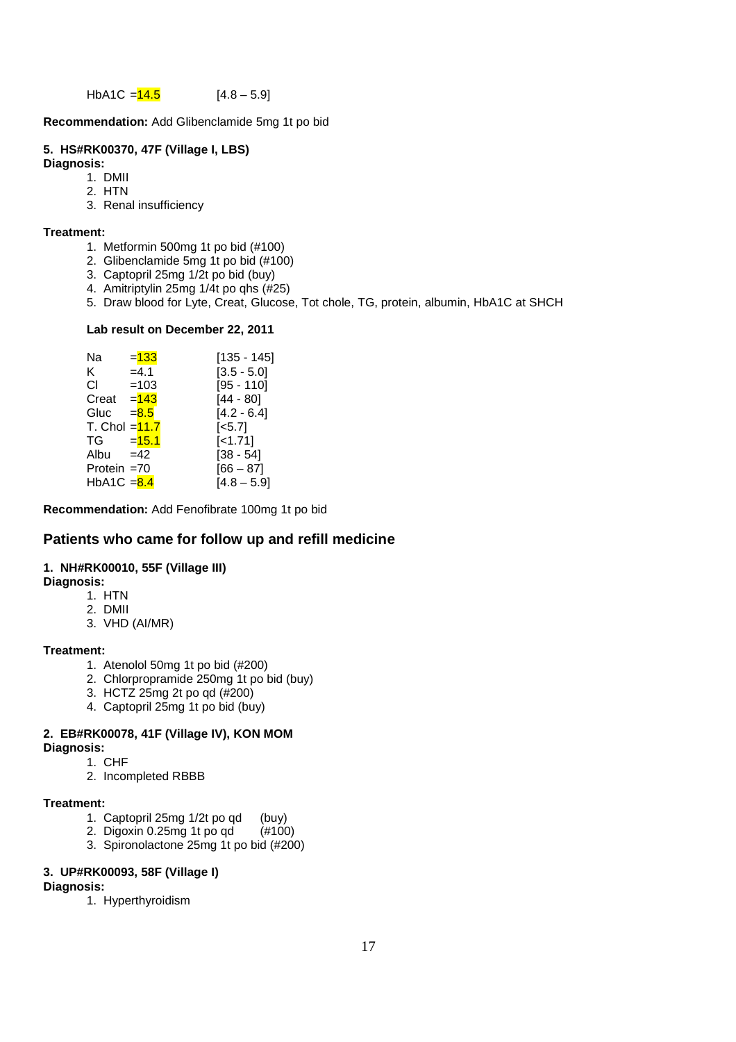HbA1C =14.5 [4.8 – 5.9]

**Recommendation:** Add Glibenclamide 5mg 1t po bid

**5. HS#RK00370, 47F (Village I, LBS)**

**Diagnosis:**

1. DMII
2. HTN
3. Renal insufficiency

**Treatment:**

1. Metformin 500mg 1t po bid (#100)
2. Glibenclamide 5mg 1t po bid (#100)
3. Captopril 25mg 1/2t po bid (buy)
4. Amitriptylin 25mg 1/4t po qhs (#25)
5. Draw blood for Lyte, Creat, Glucose, Tot chole, TG, protein, albumin, HbA1C at SHCH

**Lab result on December 22, 2011**

| Test | Result | Reference |
|---|---|---|
| Na | =133 | [135 - 145] |
| K | =4.1 | [3.5 - 5.0] |
| Cl | =103 | [95 - 110] |
| Creat | =143 | [44 - 80] |
| Gluc | =8.5 | [4.2 - 6.4] |
| T. Chol | =11.7 | [<5.7] |
| TG | =15.1 | [<1.71] |
| Albu | =42 | [38 - 54] |
| Protein | =70 | [66 – 87] |
| HbA1C | =8.4 | [4.8 – 5.9] |

**Recommendation:** Add Fenofibrate 100mg 1t po bid

## Patients who came for follow up and refill medicine

**1. NH#RK00010, 55F (Village III)**

**Diagnosis:**

1. HTN
2. DMII
3. VHD (AI/MR)

**Treatment:**

1. Atenolol 50mg 1t po bid (#200)
2. Chlorpropramide 250mg 1t po bid (buy)
3. HCTZ 25mg 2t po qd (#200)
4. Captopril 25mg 1t po bid (buy)

**2. EB#RK00078, 41F (Village IV), KON MOM**

**Diagnosis:**

1. CHF
2. Incompleted RBBB

**Treatment:**

1. Captopril 25mg 1/2t po qd (buy)
2. Digoxin 0.25mg 1t po qd (#100)
3. Spironolactone 25mg 1t po bid (#200)

**3. UP#RK00093, 58F (Village I)**

**Diagnosis:**

1. Hyperthyroidism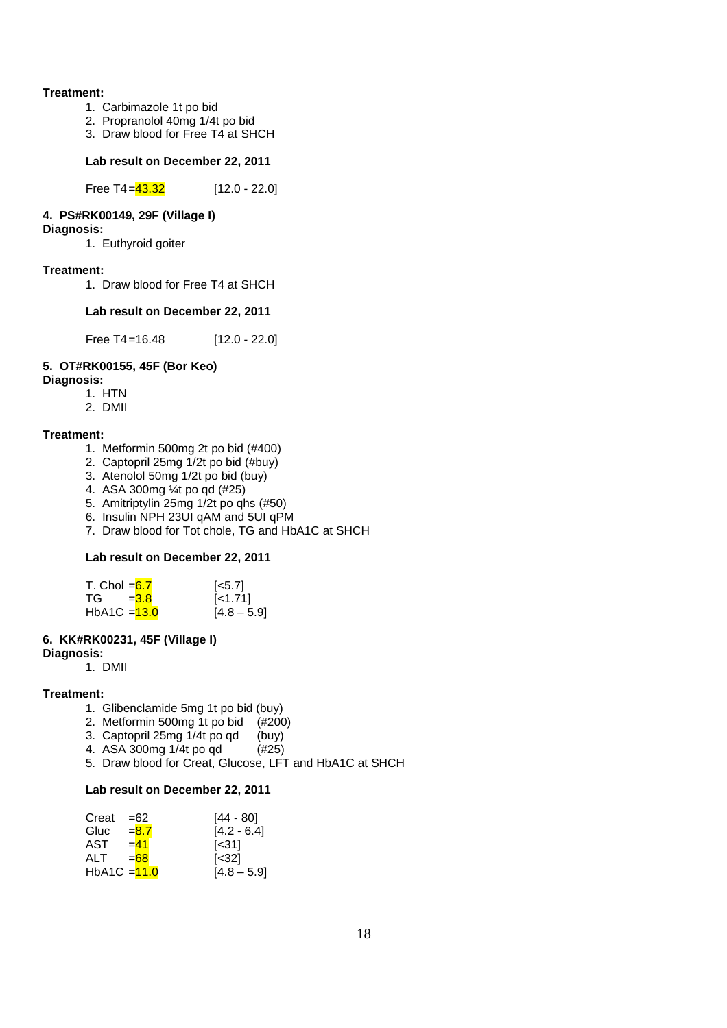**Treatment:**

1. Carbimazole 1t po bid
2. Propranolol 40mg 1/4t po bid
3. Draw blood for Free T4 at SHCH

**Lab result on December 22, 2011**

| | | |
|---|---|---|
| Free T4 | =43.32 | [12.0 - 22.0] |

**4. PS#RK00149, 29F (Village I)**

**Diagnosis:**

1. Euthyroid goiter

**Treatment:**

1. Draw blood for Free T4 at SHCH

**Lab result on December 22, 2011**

| | | |
|---|---|---|
| Free T4 | =16.48 | [12.0 - 22.0] |

**5. OT#RK00155, 45F (Bor Keo)**

**Diagnosis:**

1. HTN
2. DMII

**Treatment:**

1. Metformin 500mg 2t po bid (#400)
2. Captopril 25mg 1/2t po bid (#buy)
3. Atenolol 50mg 1/2t po bid (buy)
4. ASA 300mg ¼t po qd (#25)
5. Amitriptylin 25mg 1/2t po qhs (#50)
6. Insulin NPH 23UI qAM and 5UI qPM
7. Draw blood for Tot chole, TG and HbA1C at SHCH

**Lab result on December 22, 2011**

| | | |
|---|---|---|
| T. Chol | =6.7 | [<5.7] |
| TG | =3.8 | [<1.71] |
| HbA1C | =13.0 | [4.8 – 5.9] |

**6. KK#RK00231, 45F (Village I)**

**Diagnosis:**

1. DMII

**Treatment:**

1. Glibenclamide 5mg 1t po bid (buy)
2. Metformin 500mg 1t po bid (#200)
3. Captopril 25mg 1/4t po qd (buy)
4. ASA 300mg 1/4t po qd (#25)
5. Draw blood for Creat, Glucose, LFT and HbA1C at SHCH

**Lab result on December 22, 2011**

| | | |
|---|---|---|
| Creat | =62 | [44 - 80] |
| Gluc | =8.7 | [4.2 - 6.4] |
| AST | =41 | [<31] |
| ALT | =68 | [<32] |
| HbA1C | =11.0 | [4.8 – 5.9] |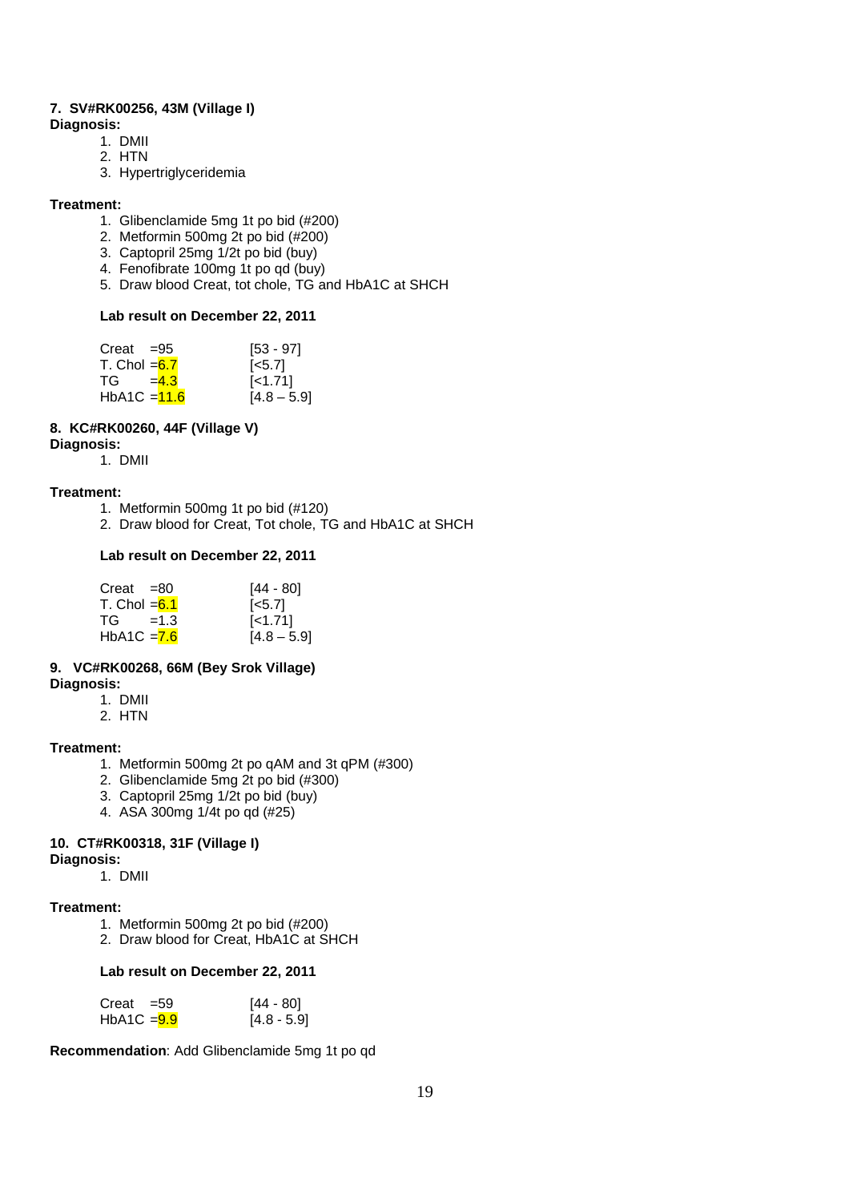**7. SV#RK00256, 43M (Village I)**

**Diagnosis:**

1. DMII
2. HTN
3. Hypertriglyceridemia

**Treatment:**

1. Glibenclamide 5mg 1t po bid (#200)
2. Metformin 500mg 2t po bid (#200)
3. Captopril 25mg 1/2t po bid (buy)
4. Fenofibrate 100mg 1t po qd (buy)
5. Draw blood Creat, tot chole, TG and HbA1C at SHCH

**Lab result on December 22, 2011**

| | | |
|---|---|---|
| Creat | =95 | [53 - 97] |
| T. Chol | =6.7 | [<5.7] |
| TG | =4.3 | [<1.71] |
| HbA1C | =11.6 | [4.8 – 5.9] |

**8. KC#RK00260, 44F (Village V)**

**Diagnosis:**

1. DMII

**Treatment:**

1. Metformin 500mg 1t po bid (#120)
2. Draw blood for Creat, Tot chole, TG and HbA1C at SHCH

**Lab result on December 22, 2011**

| | | |
|---|---|---|
| Creat | =80 | [44 - 80] |
| T. Chol | =6.1 | [<5.7] |
| TG | =1.3 | [<1.71] |
| HbA1C | =7.6 | [4.8 – 5.9] |

**9. VC#RK00268, 66M (Bey Srok Village)**

**Diagnosis:**

1. DMII
2. HTN

**Treatment:**

1. Metformin 500mg 2t po qAM and 3t qPM (#300)
2. Glibenclamide 5mg 2t po bid (#300)
3. Captopril 25mg 1/2t po bid (buy)
4. ASA 300mg 1/4t po qd (#25)

**10. CT#RK00318, 31F (Village I)**

**Diagnosis:**

1. DMII

**Treatment:**

1. Metformin 500mg 2t po bid (#200)
2. Draw blood for Creat, HbA1C at SHCH

**Lab result on December 22, 2011**

| | | |
|---|---|---|
| Creat | =59 | [44 - 80] |
| HbA1C | =9.9 | [4.8 - 5.9] |

**Recommendation**: Add Glibenclamide 5mg 1t po qd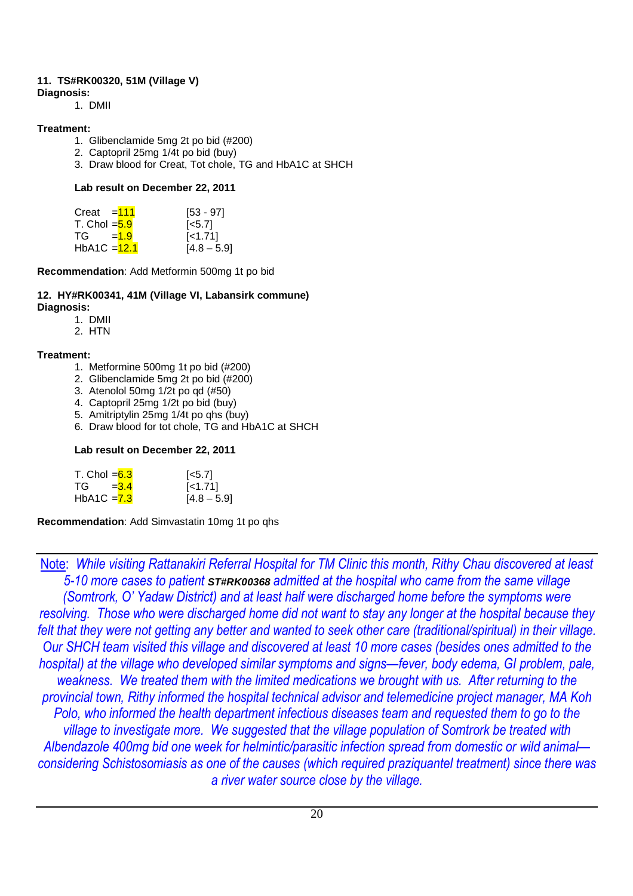**11. TS#RK00320, 51M (Village V)**

**Diagnosis:**

1. DMII

**Treatment:**

1. Glibenclamide 5mg 2t po bid (#200)
2. Captopril 25mg 1/4t po bid (buy)
3. Draw blood for Creat, Tot chole, TG and HbA1C at SHCH

**Lab result on December 22, 2011**

| Test | Result | Reference |
|---|---|---|
| Creat | =111 | [53 - 97] |
| T. Chol | =5.9 | [<5.7] |
| TG | =1.9 | [<1.71] |
| HbA1C | =12.1 | [4.8 – 5.9] |

**Recommendation**: Add Metformin 500mg 1t po bid

**12. HY#RK00341, 41M (Village VI, Labansirk commune)**

**Diagnosis:**

1. DMII
2. HTN

**Treatment:**

1. Metformine 500mg 1t po bid (#200)
2. Glibenclamide 5mg 2t po bid (#200)
3. Atenolol 50mg 1/2t po qd (#50)
4. Captopril 25mg 1/2t po bid (buy)
5. Amitriptylin 25mg 1/4t po qhs (buy)
6. Draw blood for tot chole, TG and HbA1C at SHCH

**Lab result on December 22, 2011**

| Test | Result | Reference |
|---|---|---|
| T. Chol | =6.3 | [<5.7] |
| TG | =3.4 | [<1.71] |
| HbA1C | =7.3 | [4.8 – 5.9] |

**Recommendation**: Add Simvastatin 10mg 1t po qhs

---

Note: *While visiting Rattanakiri Referral Hospital for TM Clinic this month, Rithy Chau discovered at least 5-10 more cases to patient* ***ST#RK00368*** *admitted at the hospital who came from the same village (Somtrork, O' Yadaw District) and at least half were discharged home before the symptoms were resolving. Those who were discharged home did not want to stay any longer at the hospital because they felt that they were not getting any better and wanted to seek other care (traditional/spiritual) in their village. Our SHCH team visited this village and discovered at least 10 more cases (besides ones admitted to the hospital) at the village who developed similar symptoms and signs—fever, body edema, GI problem, pale, weakness. We treated them with the limited medications we brought with us. After returning to the provincial town, Rithy informed the hospital technical advisor and telemedicine project manager, MA Koh Polo, who informed the health department infectious diseases team and requested them to go to the village to investigate more. We suggested that the village population of Somtrork be treated with Albendazole 400mg bid one week for helmintic/parasitic infection spread from domestic or wild animal—considering Schistosomiasis as one of the causes (which required praziquantel treatment) since there was a river water source close by the village.*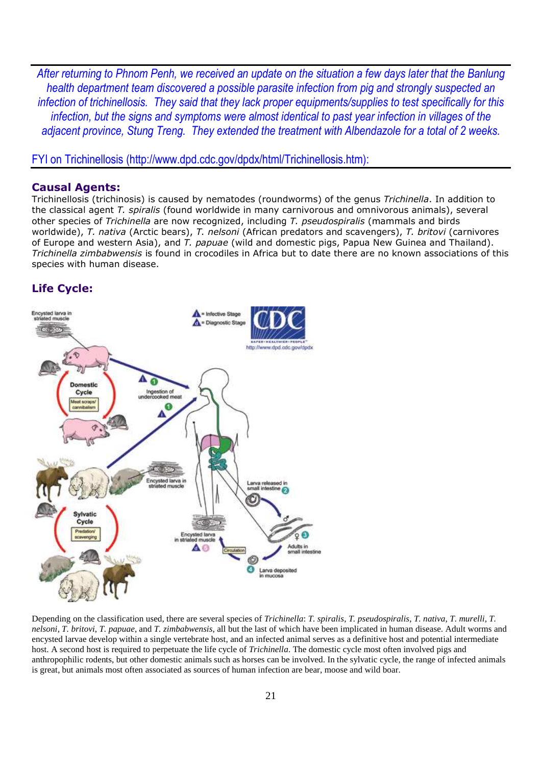*After returning to Phnom Penh, we received an update on the situation a few days later that the Banlung health department team discovered a possible parasite infection from pig and strongly suspected an infection of trichinellosis. They said that they lack proper equipments/supplies to test specifically for this infection, but the signs and symptoms were almost identical to past year infection in villages of the adjacent province, Stung Treng. They extended the treatment with Albendazole for a total of 2 weeks.*

FYI on Trichinellosis (http://www.dpd.cdc.gov/dpdx/html/Trichinellosis.htm):

## Causal Agents:

Trichinellosis (trichinosis) is caused by nematodes (roundworms) of the genus *Trichinella*. In addition to the classical agent *T. spiralis* (found worldwide in many carnivorous and omnivorous animals), several other species of *Trichinella* are now recognized, including *T. pseudospiralis* (mammals and birds worldwide), *T. nativa* (Arctic bears), *T. nelsoni* (African predators and scavengers), *T. britovi* (carnivores of Europe and western Asia), and *T. papuae* (wild and domestic pigs, Papua New Guinea and Thailand). *Trichinella zimbabwensis* is found in crocodiles in Africa but to date there are no known associations of this species with human disease.

## Life Cycle:

Depending on the classification used, there are several species of *Trichinella*: *T. spiralis*, *T. pseudospiralis*, *T. nativa*, *T. murelli*, *T. nelsoni*, *T. britovi*, *T. papuae*, and *T. zimbabwensis*, all but the last of which have been implicated in human disease. Adult worms and encysted larvae develop within a single vertebrate host, and an infected animal serves as a definitive host and potential intermediate host. A second host is required to perpetuate the life cycle of *Trichinella*. The domestic cycle most often involved pigs and anthropophilic rodents, but other domestic animals such as horses can be involved. In the sylvatic cycle, the range of infected animals is great, but animals most often associated as sources of human infection are bear, moose and wild boar.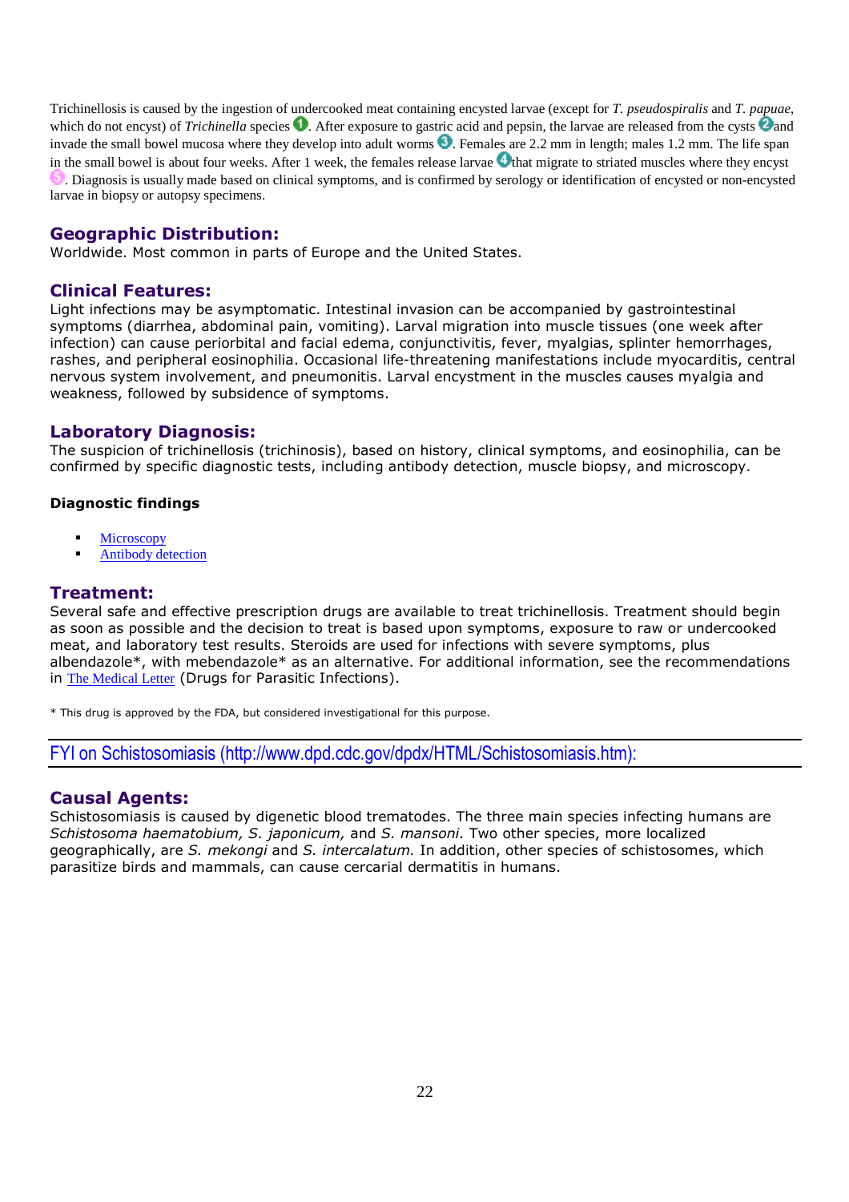Trichinellosis is caused by the ingestion of undercooked meat containing encysted larvae (except for *T. pseudospiralis* and *T. papuae*, which do not encyst) of *Trichinella* species 1. After exposure to gastric acid and pepsin, the larvae are released from the cysts 2 and invade the small bowel mucosa where they develop into adult worms 3. Females are 2.2 mm in length; males 1.2 mm. The life span in the small bowel is about four weeks. After 1 week, the females release larvae 4 that migrate to striated muscles where they encyst 5. Diagnosis is usually made based on clinical symptoms, and is confirmed by serology or identification of encysted or non-encysted larvae in biopsy or autopsy specimens.

## Geographic Distribution:

Worldwide. Most common in parts of Europe and the United States.

## Clinical Features:

Light infections may be asymptomatic. Intestinal invasion can be accompanied by gastrointestinal symptoms (diarrhea, abdominal pain, vomiting). Larval migration into muscle tissues (one week after infection) can cause periorbital and facial edema, conjunctivitis, fever, myalgias, splinter hemorrhages, rashes, and peripheral eosinophilia. Occasional life-threatening manifestations include myocarditis, central nervous system involvement, and pneumonitis. Larval encystment in the muscles causes myalgia and weakness, followed by subsidence of symptoms.

## Laboratory Diagnosis:

The suspicion of trichinellosis (trichinosis), based on history, clinical symptoms, and eosinophilia, can be confirmed by specific diagnostic tests, including antibody detection, muscle biopsy, and microscopy.

**Diagnostic findings**

- Microscopy
- Antibody detection

## Treatment:

Several safe and effective prescription drugs are available to treat trichinellosis. Treatment should begin as soon as possible and the decision to treat is based upon symptoms, exposure to raw or undercooked meat, and laboratory test results. Steroids are used for infections with severe symptoms, plus albendazole*, with mebendazole* as an alternative. For additional information, see the recommendations in The Medical Letter (Drugs for Parasitic Infections).

* This drug is approved by the FDA, but considered investigational for this purpose.

---

FYI on Schistosomiasis (http://www.dpd.cdc.gov/dpdx/HTML/Schistosomiasis.htm):

---

## Causal Agents:

Schistosomiasis is caused by digenetic blood trematodes. The three main species infecting humans are *Schistosoma haematobium, S. japonicum,* and *S. mansoni.* Two other species, more localized geographically, are *S. mekongi* and *S. intercalatum.* In addition, other species of schistosomes, which parasitize birds and mammals, can cause cercarial dermatitis in humans.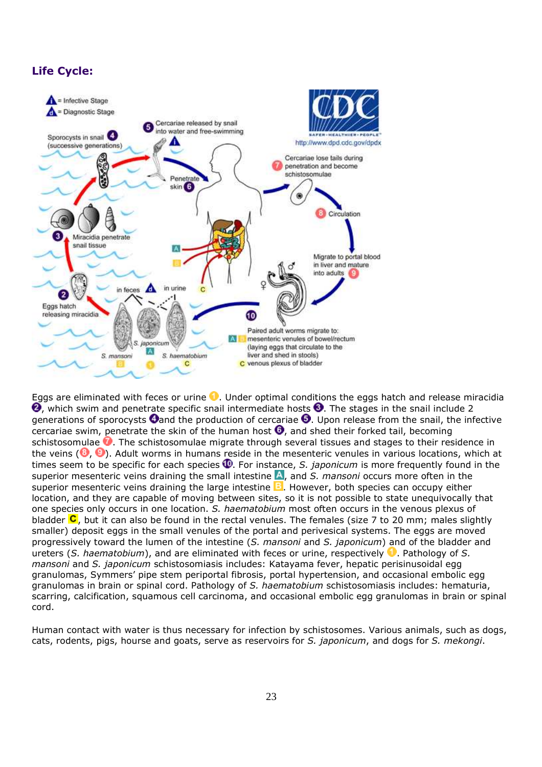## Life Cycle:

Eggs are eliminated with feces or urine 1. Under optimal conditions the eggs hatch and release miracidia 2, which swim and penetrate specific snail intermediate hosts 3. The stages in the snail include 2 generations of sporocysts 4 and the production of cercariae 5. Upon release from the snail, the infective cercariae swim, penetrate the skin of the human host 6, and shed their forked tail, becoming schistosomulae 7. The schistosomulae migrate through several tissues and stages to their residence in the veins (8, 9). Adult worms in humans reside in the mesenteric venules in various locations, which at times seem to be specific for each species 10. For instance, *S. japonicum* is more frequently found in the superior mesenteric veins draining the small intestine A, and *S. mansoni* occurs more often in the superior mesenteric veins draining the large intestine B. However, both species can occupy either location, and they are capable of moving between sites, so it is not possible to state unequivocally that one species only occurs in one location. *S. haematobium* most often occurs in the venous plexus of bladder C, but it can also be found in the rectal venules. The females (size 7 to 20 mm; males slightly smaller) deposit eggs in the small venules of the portal and perivesical systems. The eggs are moved progressively toward the lumen of the intestine (*S. mansoni* and *S. japonicum*) and of the bladder and ureters (*S. haematobium*), and are eliminated with feces or urine, respectively 1. Pathology of *S. mansoni* and *S. japonicum* schistosomiasis includes: Katayama fever, hepatic perisinusoidal egg granulomas, Symmers' pipe stem periportal fibrosis, portal hypertension, and occasional embolic egg granulomas in brain or spinal cord. Pathology of *S. haematobium* schistosomiasis includes: hematuria, scarring, calcification, squamous cell carcinoma, and occasional embolic egg granulomas in brain or spinal cord.

Human contact with water is thus necessary for infection by schistosomes. Various animals, such as dogs, cats, rodents, pigs, hourse and goats, serve as reservoirs for *S. japonicum*, and dogs for *S. mekongi*.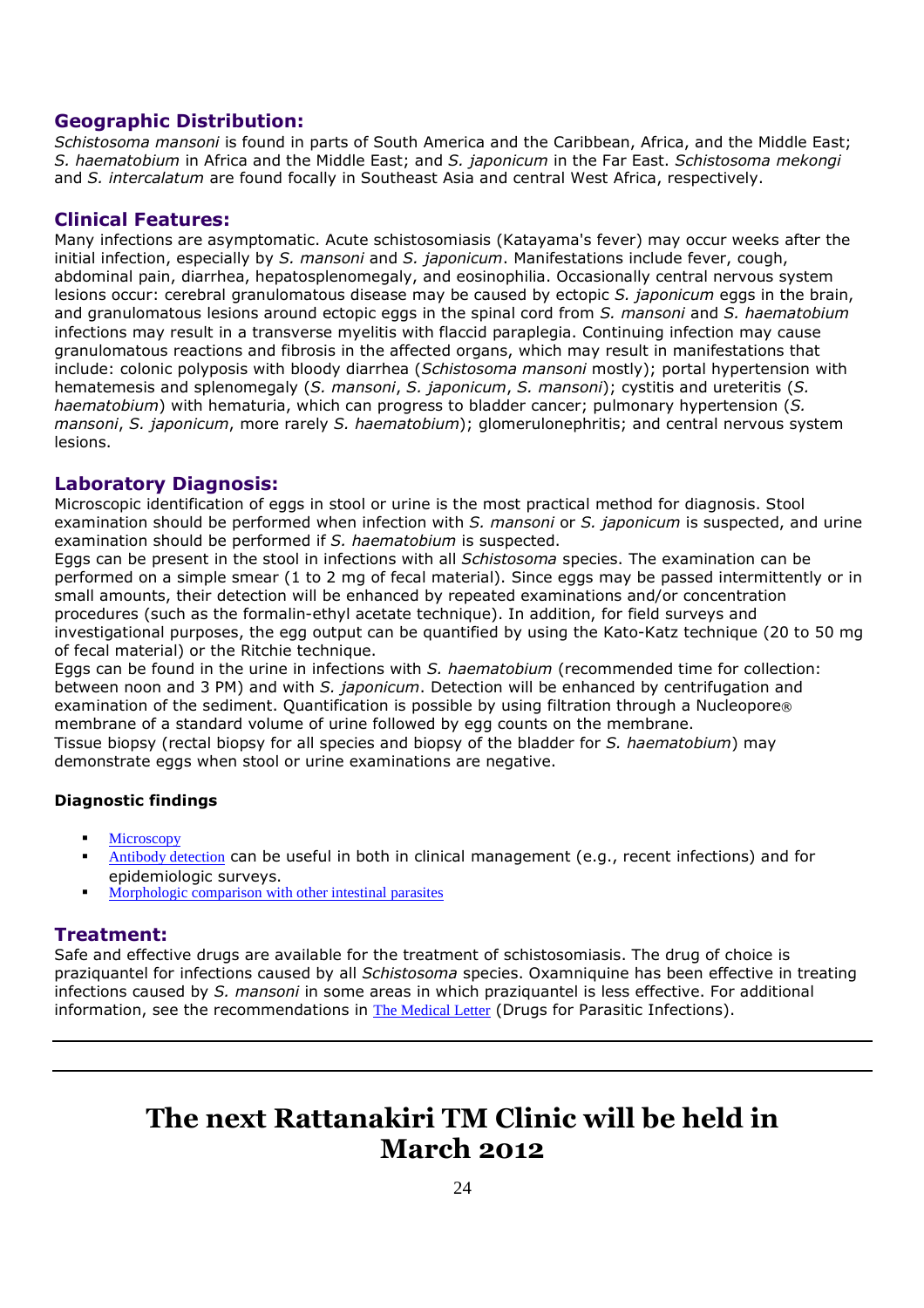## Geographic Distribution:

*Schistosoma mansoni* is found in parts of South America and the Caribbean, Africa, and the Middle East; *S. haematobium* in Africa and the Middle East; and *S. japonicum* in the Far East. *Schistosoma mekongi* and *S. intercalatum* are found focally in Southeast Asia and central West Africa, respectively.

## Clinical Features:

Many infections are asymptomatic. Acute schistosomiasis (Katayama's fever) may occur weeks after the initial infection, especially by *S. mansoni* and *S. japonicum*. Manifestations include fever, cough, abdominal pain, diarrhea, hepatosplenomegaly, and eosinophilia. Occasionally central nervous system lesions occur: cerebral granulomatous disease may be caused by ectopic *S. japonicum* eggs in the brain, and granulomatous lesions around ectopic eggs in the spinal cord from *S. mansoni* and *S. haematobium* infections may result in a transverse myelitis with flaccid paraplegia. Continuing infection may cause granulomatous reactions and fibrosis in the affected organs, which may result in manifestations that include: colonic polyposis with bloody diarrhea (*Schistosoma mansoni* mostly); portal hypertension with hematemesis and splenomegaly (*S. mansoni*, *S. japonicum*, *S. mansoni*); cystitis and ureteritis (*S. haematobium*) with hematuria, which can progress to bladder cancer; pulmonary hypertension (*S. mansoni*, *S. japonicum*, more rarely *S. haematobium*); glomerulonephritis; and central nervous system lesions.

## Laboratory Diagnosis:

Microscopic identification of eggs in stool or urine is the most practical method for diagnosis. Stool examination should be performed when infection with *S. mansoni* or *S. japonicum* is suspected, and urine examination should be performed if *S. haematobium* is suspected.

Eggs can be present in the stool in infections with all *Schistosoma* species. The examination can be performed on a simple smear (1 to 2 mg of fecal material). Since eggs may be passed intermittently or in small amounts, their detection will be enhanced by repeated examinations and/or concentration procedures (such as the formalin-ethyl acetate technique). In addition, for field surveys and investigational purposes, the egg output can be quantified by using the Kato-Katz technique (20 to 50 mg of fecal material) or the Ritchie technique.

Eggs can be found in the urine in infections with *S. haematobium* (recommended time for collection: between noon and 3 PM) and with *S. japonicum*. Detection will be enhanced by centrifugation and examination of the sediment. Quantification is possible by using filtration through a Nucleopore® membrane of a standard volume of urine followed by egg counts on the membrane.

Tissue biopsy (rectal biopsy for all species and biopsy of the bladder for *S. haematobium*) may demonstrate eggs when stool or urine examinations are negative.

#### Diagnostic findings

- Microscopy
- Antibody detection can be useful in both in clinical management (e.g., recent infections) and for epidemiologic surveys.
- Morphologic comparison with other intestinal parasites

## Treatment:

Safe and effective drugs are available for the treatment of schistosomiasis. The drug of choice is praziquantel for infections caused by all *Schistosoma* species. Oxamniquine has been effective in treating infections caused by *S. mansoni* in some areas in which praziquantel is less effective. For additional information, see the recommendations in The Medical Letter (Drugs for Parasitic Infections).

---

# The next Rattanakiri TM Clinic will be held in March 2012